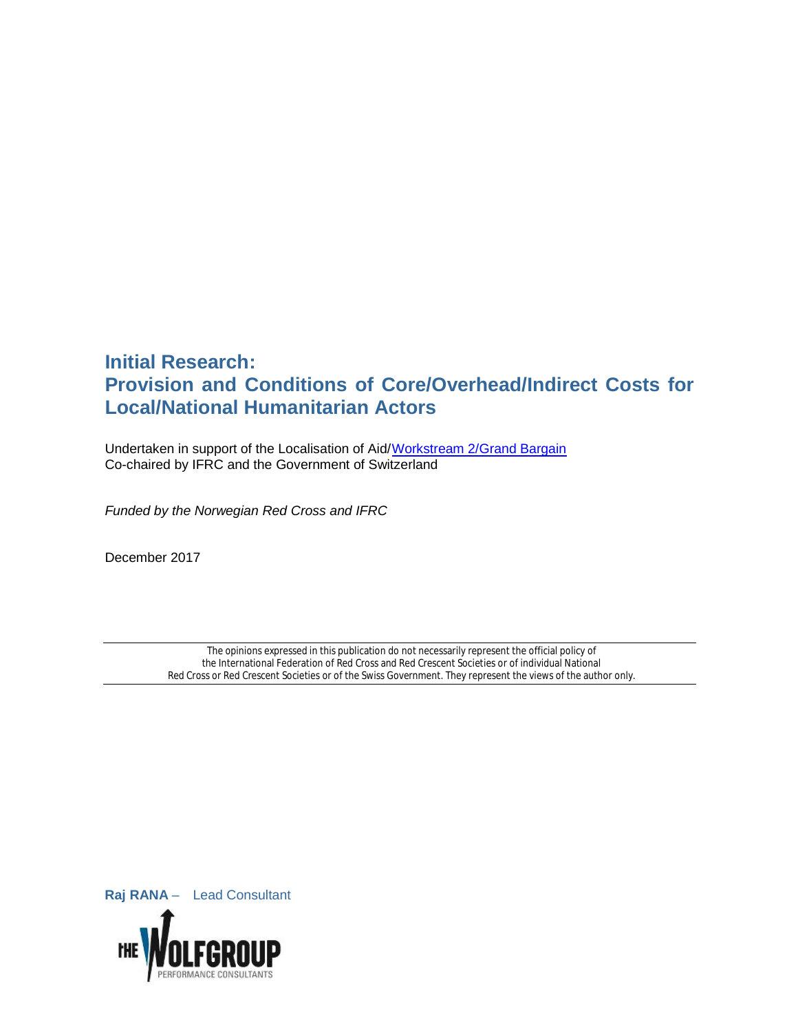# Initial Research: Provision and Conditions of Core/Overhead/Indirect Costs for Local/National Humanitarian Actors

Undertaken in support of the Localisation of Aid/Workstream 2/Grand Bargain
Co-chaired by IFRC and the Government of Switzerland

*Funded by the Norwegian Red Cross and IFRC*

December 2017

The opinions expressed in this publication do not necessarily represent the official policy of the International Federation of Red Cross and Red Crescent Societies or of individual National Red Cross or Red Crescent Societies or of the Swiss Government. They represent the views of the author only.

**Raj RANA** – Lead Consultant

THE WOLFGROUP
PERFORMANCE CONSULTANTS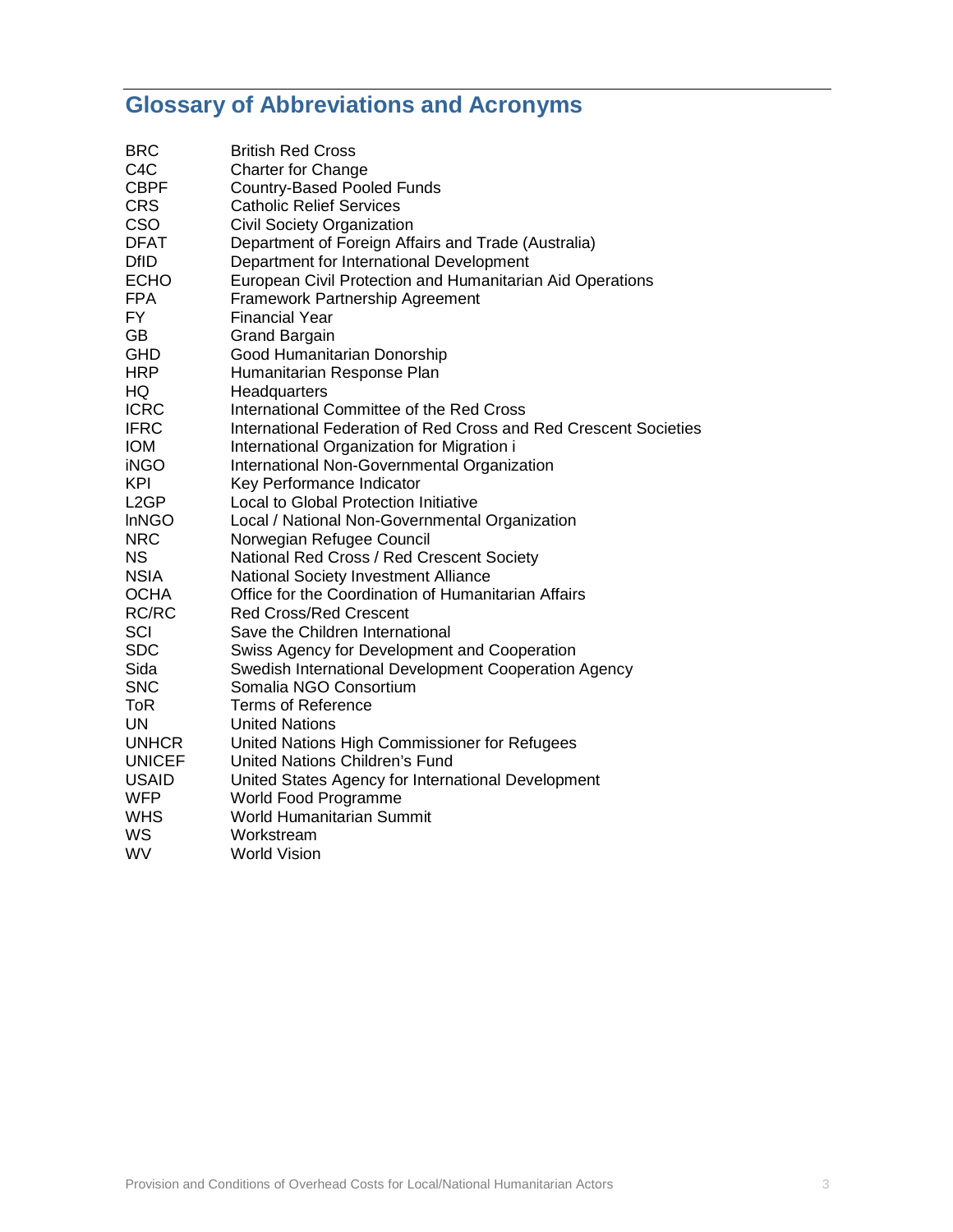# Glossary of Abbreviations and Acronyms

| | |
|---|---|
| BRC | British Red Cross |
| C4C | Charter for Change |
| CBPF | Country-Based Pooled Funds |
| CRS | Catholic Relief Services |
| CSO | Civil Society Organization |
| DFAT | Department of Foreign Affairs and Trade (Australia) |
| DfID | Department for International Development |
| ECHO | European Civil Protection and Humanitarian Aid Operations |
| FPA | Framework Partnership Agreement |
| FY | Financial Year |
| GB | Grand Bargain |
| GHD | Good Humanitarian Donorship |
| HRP | Humanitarian Response Plan |
| HQ | Headquarters |
| ICRC | International Committee of the Red Cross |
| IFRC | International Federation of Red Cross and Red Crescent Societies |
| IOM | International Organization for Migration i |
| iNGO | International Non-Governmental Organization |
| KPI | Key Performance Indicator |
| L2GP | Local to Global Protection Initiative |
| lnNGO | Local / National Non-Governmental Organization |
| NRC | Norwegian Refugee Council |
| NS | National Red Cross / Red Crescent Society |
| NSIA | National Society Investment Alliance |
| OCHA | Office for the Coordination of Humanitarian Affairs |
| RC/RC | Red Cross/Red Crescent |
| SCI | Save the Children International |
| SDC | Swiss Agency for Development and Cooperation |
| Sida | Swedish International Development Cooperation Agency |
| SNC | Somalia NGO Consortium |
| ToR | Terms of Reference |
| UN | United Nations |
| UNHCR | United Nations High Commissioner for Refugees |
| UNICEF | United Nations Children's Fund |
| USAID | United States Agency for International Development |
| WFP | World Food Programme |
| WHS | World Humanitarian Summit |
| WS | Workstream |
| WV | World Vision |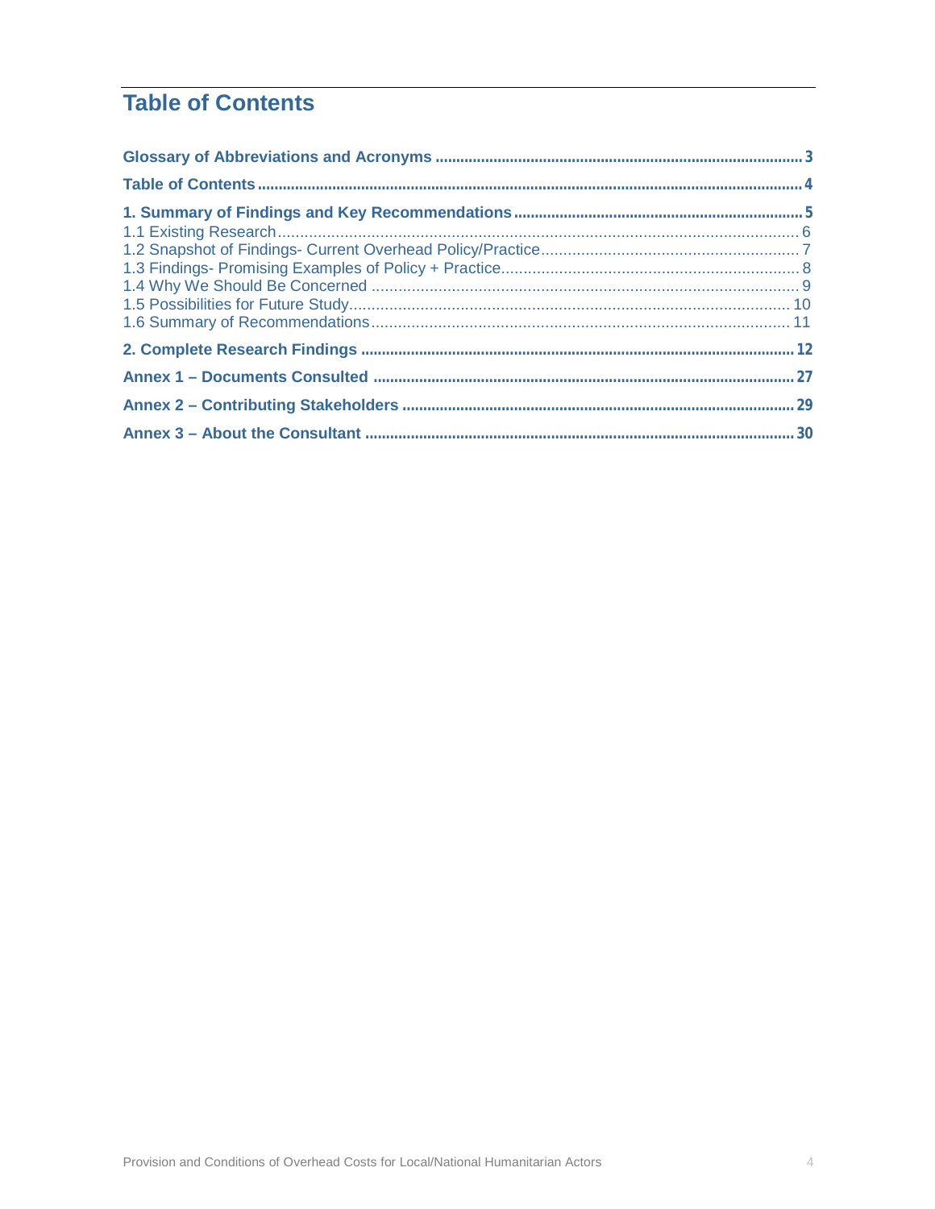# Table of Contents

**Glossary of Abbreviations and Acronyms** ........................................ **3**

**Table of Contents** ........................................ **4**

**1. Summary of Findings and Key Recommendations** ........................................ **5**

1.1 Existing Research ........................................ 6

1.2 Snapshot of Findings- Current Overhead Policy/Practice ........................................ 7

1.3 Findings- Promising Examples of Policy + Practice ........................................ 8

1.4 Why We Should Be Concerned ........................................ 9

1.5 Possibilities for Future Study ........................................ 10

1.6 Summary of Recommendations ........................................ 11

**2. Complete Research Findings** ........................................ **12**

**Annex 1 – Documents Consulted** ........................................ **27**

**Annex 2 – Contributing Stakeholders** ........................................ **29**

**Annex 3 – About the Consultant** ........................................ **30**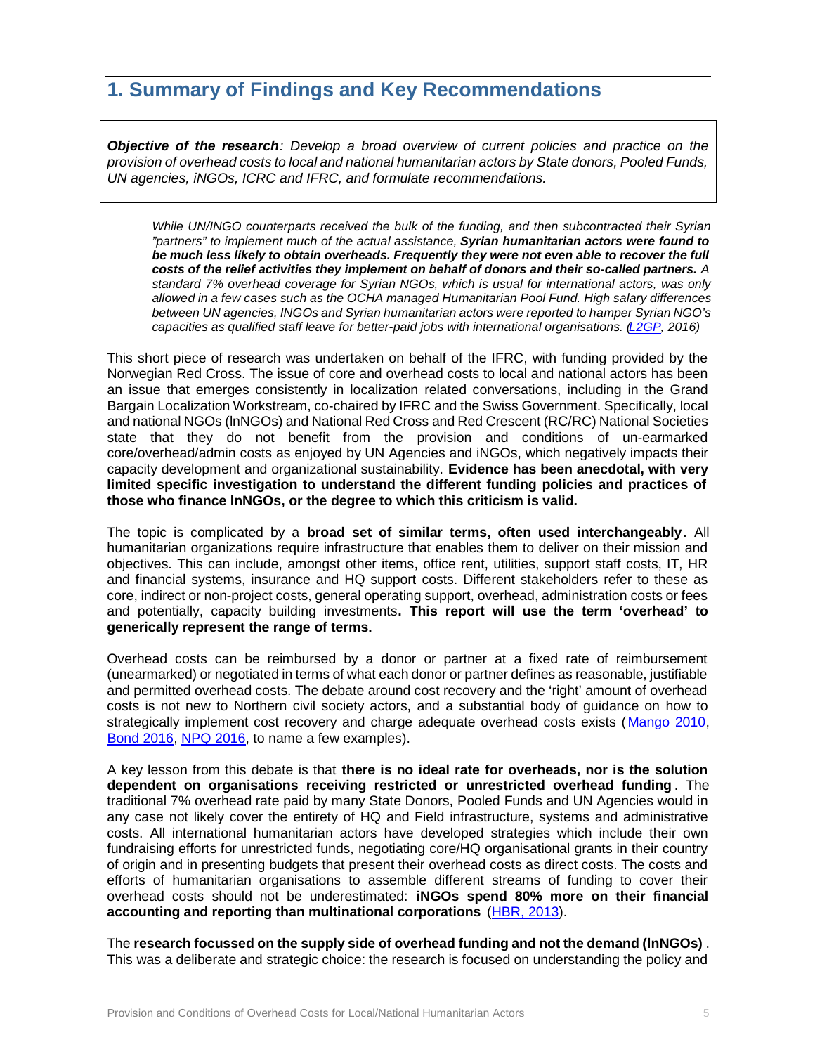# 1. Summary of Findings and Key Recommendations

***Objective of the research**: Develop a broad overview of current policies and practice on the provision of overhead costs to local and national humanitarian actors by State donors, Pooled Funds, UN agencies, iNGOs, ICRC and IFRC, and formulate recommendations.*

> *While UN/INGO counterparts received the bulk of the funding, and then subcontracted their Syrian "partners" to implement much of the actual assistance, **Syrian humanitarian actors were found to be much less likely to obtain overheads. Frequently they were not even able to recover the full costs of the relief activities they implement on behalf of donors and their so-called partners.** A standard 7% overhead coverage for Syrian NGOs, which is usual for international actors, was only allowed in a few cases such as the OCHA managed Humanitarian Pool Fund. High salary differences between UN agencies, INGOs and Syrian humanitarian actors were reported to hamper Syrian NGO's capacities as qualified staff leave for better-paid jobs with international organisations. ([L2GP](), 2016)*

This short piece of research was undertaken on behalf of the IFRC, with funding provided by the Norwegian Red Cross. The issue of core and overhead costs to local and national actors has been an issue that emerges consistently in localization related conversations, including in the Grand Bargain Localization Workstream, co-chaired by IFRC and the Swiss Government. Specifically, local and national NGOs (lnNGOs) and National Red Cross and Red Crescent (RC/RC) National Societies state that they do not benefit from the provision and conditions of un-earmarked core/overhead/admin costs as enjoyed by UN Agencies and iNGOs, which negatively impacts their capacity development and organizational sustainability. **Evidence has been anecdotal, with very limited specific investigation to understand the different funding policies and practices of those who finance lnNGOs, or the degree to which this criticism is valid.**

The topic is complicated by a **broad set of similar terms, often used interchangeably**. All humanitarian organizations require infrastructure that enables them to deliver on their mission and objectives. This can include, amongst other items, office rent, utilities, support staff costs, IT, HR and financial systems, insurance and HQ support costs. Different stakeholders refer to these as core, indirect or non-project costs, general operating support, overhead, administration costs or fees and potentially, capacity building investments**. This report will use the term 'overhead' to generically represent the range of terms.**

Overhead costs can be reimbursed by a donor or partner at a fixed rate of reimbursement (unearmarked) or negotiated in terms of what each donor or partner defines as reasonable, justifiable and permitted overhead costs. The debate around cost recovery and the 'right' amount of overhead costs is not new to Northern civil society actors, and a substantial body of guidance on how to strategically implement cost recovery and charge adequate overhead costs exists ([Mango 2010](), [Bond 2016](), [NPQ 2016](), to name a few examples).

A key lesson from this debate is that **there is no ideal rate for overheads, nor is the solution dependent on organisations receiving restricted or unrestricted overhead funding**. The traditional 7% overhead rate paid by many State Donors, Pooled Funds and UN Agencies would in any case not likely cover the entirety of HQ and Field infrastructure, systems and administrative costs. All international humanitarian actors have developed strategies which include their own fundraising efforts for unrestricted funds, negotiating core/HQ organisational grants in their country of origin and in presenting budgets that present their overhead costs as direct costs. The costs and efforts of humanitarian organisations to assemble different streams of funding to cover their overhead costs should not be underestimated: **iNGOs spend 80% more on their financial accounting and reporting than multinational corporations** ([HBR, 2013]()).

The **research focussed on the supply side of overhead funding and not the demand (lnNGOs)**. This was a deliberate and strategic choice: the research is focused on understanding the policy and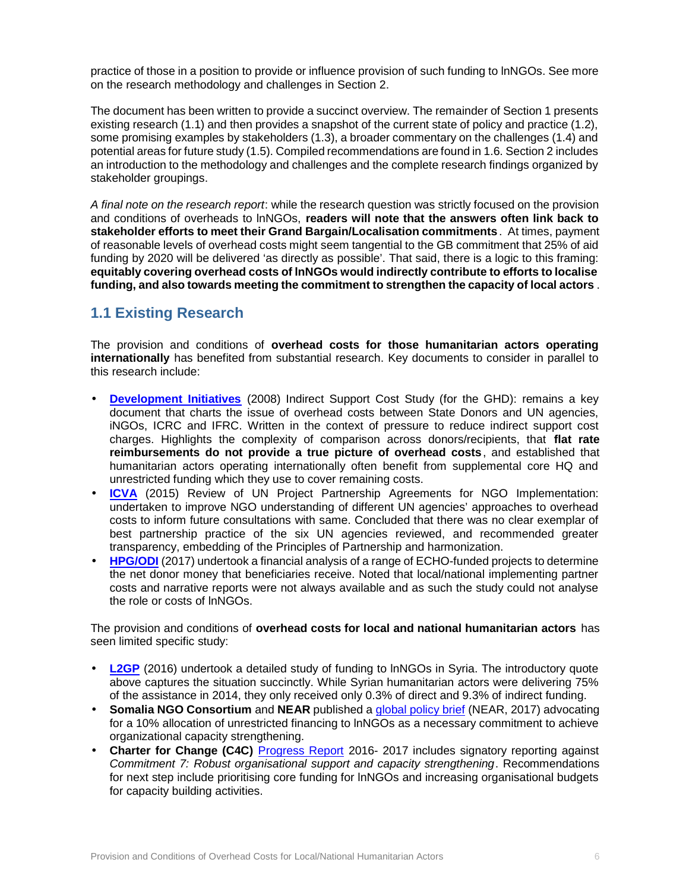practice of those in a position to provide or influence provision of such funding to lnNGOs. See more on the research methodology and challenges in Section 2.

The document has been written to provide a succinct overview. The remainder of Section 1 presents existing research (1.1) and then provides a snapshot of the current state of policy and practice (1.2), some promising examples by stakeholders (1.3), a broader commentary on the challenges (1.4) and potential areas for future study (1.5). Compiled recommendations are found in 1.6. Section 2 includes an introduction to the methodology and challenges and the complete research findings organized by stakeholder groupings.

*A final note on the research report*: while the research question was strictly focused on the provision and conditions of overheads to lnNGOs, **readers will note that the answers often link back to stakeholder efforts to meet their Grand Bargain/Localisation commitments**. At times, payment of reasonable levels of overhead costs might seem tangential to the GB commitment that 25% of aid funding by 2020 will be delivered 'as directly as possible'. That said, there is a logic to this framing: **equitably covering overhead costs of lnNGOs would indirectly contribute to efforts to localise funding, and also towards meeting the commitment to strengthen the capacity of local actors**.

## 1.1 Existing Research

The provision and conditions of **overhead costs for those humanitarian actors operating internationally** has benefited from substantial research. Key documents to consider in parallel to this research include:

- **Development Initiatives** (2008) Indirect Support Cost Study (for the GHD): remains a key document that charts the issue of overhead costs between State Donors and UN agencies, iNGOs, ICRC and IFRC. Written in the context of pressure to reduce indirect support cost charges. Highlights the complexity of comparison across donors/recipients, that **flat rate reimbursements do not provide a true picture of overhead costs**, and established that humanitarian actors operating internationally often benefit from supplemental core HQ and unrestricted funding which they use to cover remaining costs.
- **ICVA** (2015) Review of UN Project Partnership Agreements for NGO Implementation: undertaken to improve NGO understanding of different UN agencies' approaches to overhead costs to inform future consultations with same. Concluded that there was no clear exemplar of best partnership practice of the six UN agencies reviewed, and recommended greater transparency, embedding of the Principles of Partnership and harmonization.
- **HPG/ODI** (2017) undertook a financial analysis of a range of ECHO-funded projects to determine the net donor money that beneficiaries receive. Noted that local/national implementing partner costs and narrative reports were not always available and as such the study could not analyse the role or costs of lnNGOs.

The provision and conditions of **overhead costs for local and national humanitarian actors** has seen limited specific study:

- **L2GP** (2016) undertook a detailed study of funding to lnNGOs in Syria. The introductory quote above captures the situation succinctly. While Syrian humanitarian actors were delivering 75% of the assistance in 2014, they only received only 0.3% of direct and 9.3% of indirect funding.
- **Somalia NGO Consortium** and **NEAR** published a global policy brief (NEAR, 2017) advocating for a 10% allocation of unrestricted financing to lnNGOs as a necessary commitment to achieve organizational capacity strengthening.
- **Charter for Change (C4C)** Progress Report 2016- 2017 includes signatory reporting against *Commitment 7: Robust organisational support and capacity strengthening*. Recommendations for next step include prioritising core funding for lnNGOs and increasing organisational budgets for capacity building activities.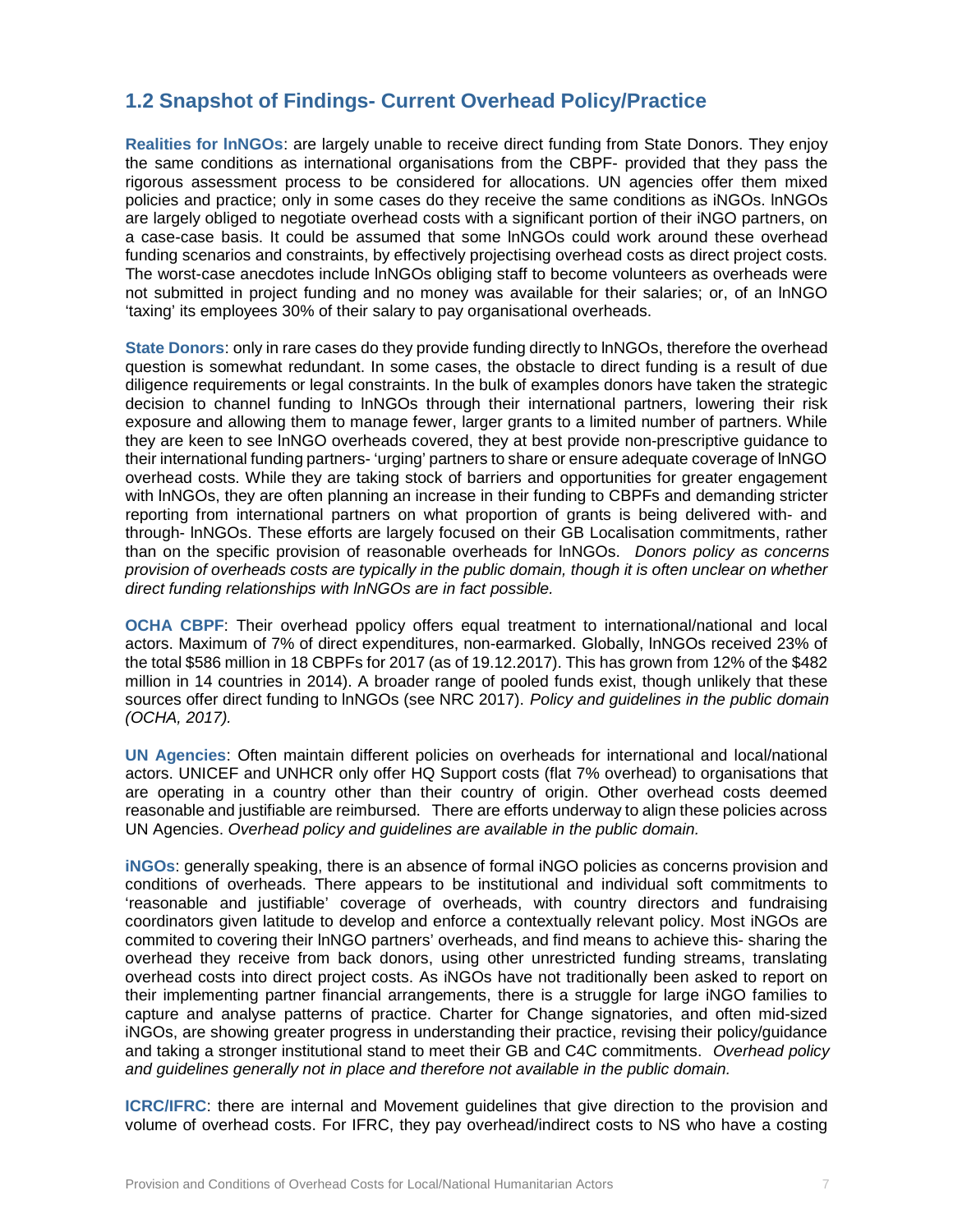## 1.2 Snapshot of Findings- Current Overhead Policy/Practice

**Realities for lnNGOs**: are largely unable to receive direct funding from State Donors. They enjoy the same conditions as international organisations from the CBPF- provided that they pass the rigorous assessment process to be considered for allocations. UN agencies offer them mixed policies and practice; only in some cases do they receive the same conditions as iNGOs. lnNGOs are largely obliged to negotiate overhead costs with a significant portion of their iNGO partners, on a case-case basis. It could be assumed that some lnNGOs could work around these overhead funding scenarios and constraints, by effectively projectising overhead costs as direct project costs. The worst-case anecdotes include lnNGOs obliging staff to become volunteers as overheads were not submitted in project funding and no money was available for their salaries; or, of an lnNGO 'taxing' its employees 30% of their salary to pay organisational overheads.

**State Donors**: only in rare cases do they provide funding directly to lnNGOs, therefore the overhead question is somewhat redundant. In some cases, the obstacle to direct funding is a result of due diligence requirements or legal constraints. In the bulk of examples donors have taken the strategic decision to channel funding to lnNGOs through their international partners, lowering their risk exposure and allowing them to manage fewer, larger grants to a limited number of partners. While they are keen to see lnNGO overheads covered, they at best provide non-prescriptive guidance to their international funding partners- 'urging' partners to share or ensure adequate coverage of lnNGO overhead costs. While they are taking stock of barriers and opportunities for greater engagement with lnNGOs, they are often planning an increase in their funding to CBPFs and demanding stricter reporting from international partners on what proportion of grants is being delivered with- and through- lnNGOs. These efforts are largely focused on their GB Localisation commitments, rather than on the specific provision of reasonable overheads for lnNGOs. *Donors policy as concerns provision of overheads costs are typically in the public domain, though it is often unclear on whether direct funding relationships with lnNGOs are in fact possible.*

**OCHA CBPF**: Their overhead ppolicy offers equal treatment to international/national and local actors. Maximum of 7% of direct expenditures, non-earmarked. Globally, lnNGOs received 23% of the total $586 million in 18 CBPFs for 2017 (as of 19.12.2017). This has grown from 12% of the $482 million in 14 countries in 2014). A broader range of pooled funds exist, though unlikely that these sources offer direct funding to lnNGOs (see NRC 2017). *Policy and guidelines in the public domain (OCHA, 2017).*

**UN Agencies**: Often maintain different policies on overheads for international and local/national actors. UNICEF and UNHCR only offer HQ Support costs (flat 7% overhead) to organisations that are operating in a country other than their country of origin. Other overhead costs deemed reasonable and justifiable are reimbursed. There are efforts underway to align these policies across UN Agencies. *Overhead policy and guidelines are available in the public domain.*

**iNGOs**: generally speaking, there is an absence of formal iNGO policies as concerns provision and conditions of overheads. There appears to be institutional and individual soft commitments to 'reasonable and justifiable' coverage of overheads, with country directors and fundraising coordinators given latitude to develop and enforce a contextually relevant policy. Most iNGOs are commited to covering their lnNGO partners' overheads, and find means to achieve this- sharing the overhead they receive from back donors, using other unrestricted funding streams, translating overhead costs into direct project costs. As iNGOs have not traditionally been asked to report on their implementing partner financial arrangements, there is a struggle for large iNGO families to capture and analyse patterns of practice. Charter for Change signatories, and often mid-sized iNGOs, are showing greater progress in understanding their practice, revising their policy/guidance and taking a stronger institutional stand to meet their GB and C4C commitments. *Overhead policy and guidelines generally not in place and therefore not available in the public domain.*

**ICRC/IFRC**: there are internal and Movement guidelines that give direction to the provision and volume of overhead costs. For IFRC, they pay overhead/indirect costs to NS who have a costing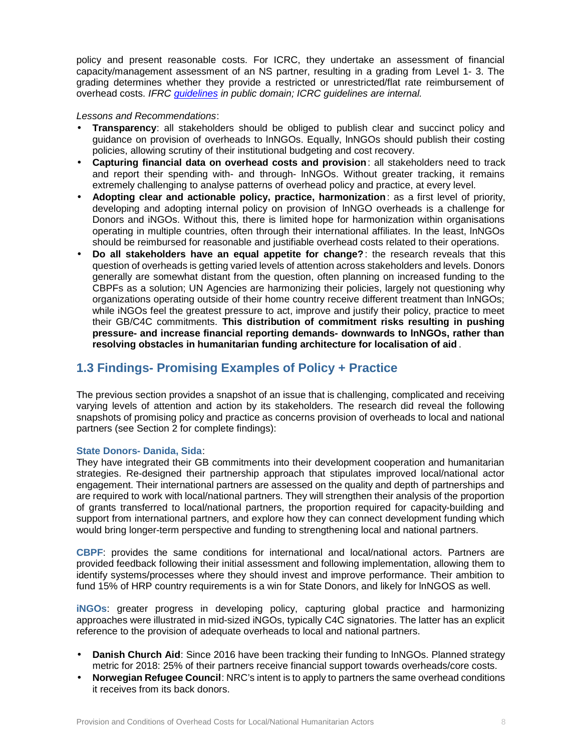policy and present reasonable costs. For ICRC, they undertake an assessment of financial capacity/management assessment of an NS partner, resulting in a grading from Level 1- 3. The grading determines whether they provide a restricted or unrestricted/flat rate reimbursement of overhead costs. *IFRC guidelines in public domain; ICRC guidelines are internal.*

*Lessons and Recommendations*:

- **Transparency**: all stakeholders should be obliged to publish clear and succinct policy and guidance on provision of overheads to lnNGOs. Equally, lnNGOs should publish their costing policies, allowing scrutiny of their institutional budgeting and cost recovery.
- **Capturing financial data on overhead costs and provision**: all stakeholders need to track and report their spending with- and through- lnNGOs. Without greater tracking, it remains extremely challenging to analyse patterns of overhead policy and practice, at every level.
- **Adopting clear and actionable policy, practice, harmonization**: as a first level of priority, developing and adopting internal policy on provision of lnNGO overheads is a challenge for Donors and iNGOs. Without this, there is limited hope for harmonization within organisations operating in multiple countries, often through their international affiliates. In the least, lnNGOs should be reimbursed for reasonable and justifiable overhead costs related to their operations.
- **Do all stakeholders have an equal appetite for change?**: the research reveals that this question of overheads is getting varied levels of attention across stakeholders and levels. Donors generally are somewhat distant from the question, often planning on increased funding to the CBPFs as a solution; UN Agencies are harmonizing their policies, largely not questioning why organizations operating outside of their home country receive different treatment than lnNGOs; while iNGOs feel the greatest pressure to act, improve and justify their policy, practice to meet their GB/C4C commitments. **This distribution of commitment risks resulting in pushing pressure- and increase financial reporting demands- downwards to lnNGOs, rather than resolving obstacles in humanitarian funding architecture for localisation of aid**.

## 1.3 Findings- Promising Examples of Policy + Practice

The previous section provides a snapshot of an issue that is challenging, complicated and receiving varying levels of attention and action by its stakeholders. The research did reveal the following snapshots of promising policy and practice as concerns provision of overheads to local and national partners (see Section 2 for complete findings):

**State Donors- Danida, Sida**:
They have integrated their GB commitments into their development cooperation and humanitarian strategies. Re-designed their partnership approach that stipulates improved local/national actor engagement. Their international partners are assessed on the quality and depth of partnerships and are required to work with local/national partners. They will strengthen their analysis of the proportion of grants transferred to local/national partners, the proportion required for capacity-building and support from international partners, and explore how they can connect development funding which would bring longer-term perspective and funding to strengthening local and national partners.

**CBPF**: provides the same conditions for international and local/national actors. Partners are provided feedback following their initial assessment and following implementation, allowing them to identify systems/processes where they should invest and improve performance. Their ambition to fund 15% of HRP country requirements is a win for State Donors, and likely for lnNGOS as well.

**iNGOs**: greater progress in developing policy, capturing global practice and harmonizing approaches were illustrated in mid-sized iNGOs, typically C4C signatories. The latter has an explicit reference to the provision of adequate overheads to local and national partners.

- **Danish Church Aid**: Since 2016 have been tracking their funding to lnNGOs. Planned strategy metric for 2018: 25% of their partners receive financial support towards overheads/core costs.
- **Norwegian Refugee Council**: NRC's intent is to apply to partners the same overhead conditions it receives from its back donors.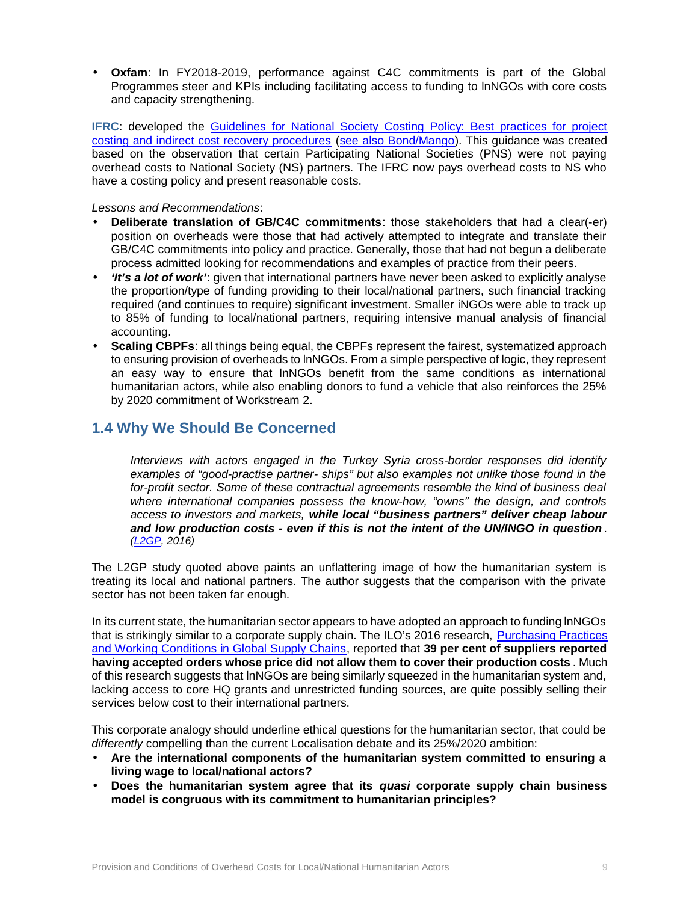- **Oxfam**: In FY2018-2019, performance against C4C commitments is part of the Global Programmes steer and KPIs including facilitating access to funding to lnNGOs with core costs and capacity strengthening.

**IFRC**: developed the [Guidelines for National Society Costing Policy: Best practices for project costing and indirect cost recovery procedures](#) ([see also Bond/Mango](#)). This guidance was created based on the observation that certain Participating National Societies (PNS) were not paying overhead costs to National Society (NS) partners. The IFRC now pays overhead costs to NS who have a costing policy and present reasonable costs.

*Lessons and Recommendations*:

- **Deliberate translation of GB/C4C commitments**: those stakeholders that had a clear(-er) position on overheads were those that had actively attempted to integrate and translate their GB/C4C commitments into policy and practice. Generally, those that had not begun a deliberate process admitted looking for recommendations and examples of practice from their peers.
- ***'It's a lot of work'***: given that international partners have never been asked to explicitly analyse the proportion/type of funding providing to their local/national partners, such financial tracking required (and continues to require) significant investment. Smaller iNGOs were able to track up to 85% of funding to local/national partners, requiring intensive manual analysis of financial accounting.
- **Scaling CBPFs**: all things being equal, the CBPFs represent the fairest, systematized approach to ensuring provision of overheads to lnNGOs. From a simple perspective of logic, they represent an easy way to ensure that lnNGOs benefit from the same conditions as international humanitarian actors, while also enabling donors to fund a vehicle that also reinforces the 25% by 2020 commitment of Workstream 2.

## 1.4 Why We Should Be Concerned

> *Interviews with actors engaged in the Turkey Syria cross-border responses did identify examples of "good-practise partner- ships" but also examples not unlike those found in the for-profit sector. Some of these contractual agreements resemble the kind of business deal where international companies possess the know-how, "owns" the design, and controls access to investors and markets,* ***while local "business partners" deliver cheap labour and low production costs - even if this is not the intent of the UN/INGO in question****. ([L2GP](#), 2016)*

The L2GP study quoted above paints an unflattering image of how the humanitarian system is treating its local and national partners. The author suggests that the comparison with the private sector has not been taken far enough.

In its current state, the humanitarian sector appears to have adopted an approach to funding lnNGOs that is strikingly similar to a corporate supply chain. The ILO's 2016 research, [Purchasing Practices and Working Conditions in Global Supply Chains](#), reported that **39 per cent of suppliers reported having accepted orders whose price did not allow them to cover their production costs**. Much of this research suggests that lnNGOs are being similarly squeezed in the humanitarian system and, lacking access to core HQ grants and unrestricted funding sources, are quite possibly selling their services below cost to their international partners.

This corporate analogy should underline ethical questions for the humanitarian sector, that could be *differently* compelling than the current Localisation debate and its 25%/2020 ambition:

- **Are the international components of the humanitarian system committed to ensuring a living wage to local/national actors?**
- **Does the humanitarian system agree that its *quasi* corporate supply chain business model is congruous with its commitment to humanitarian principles?**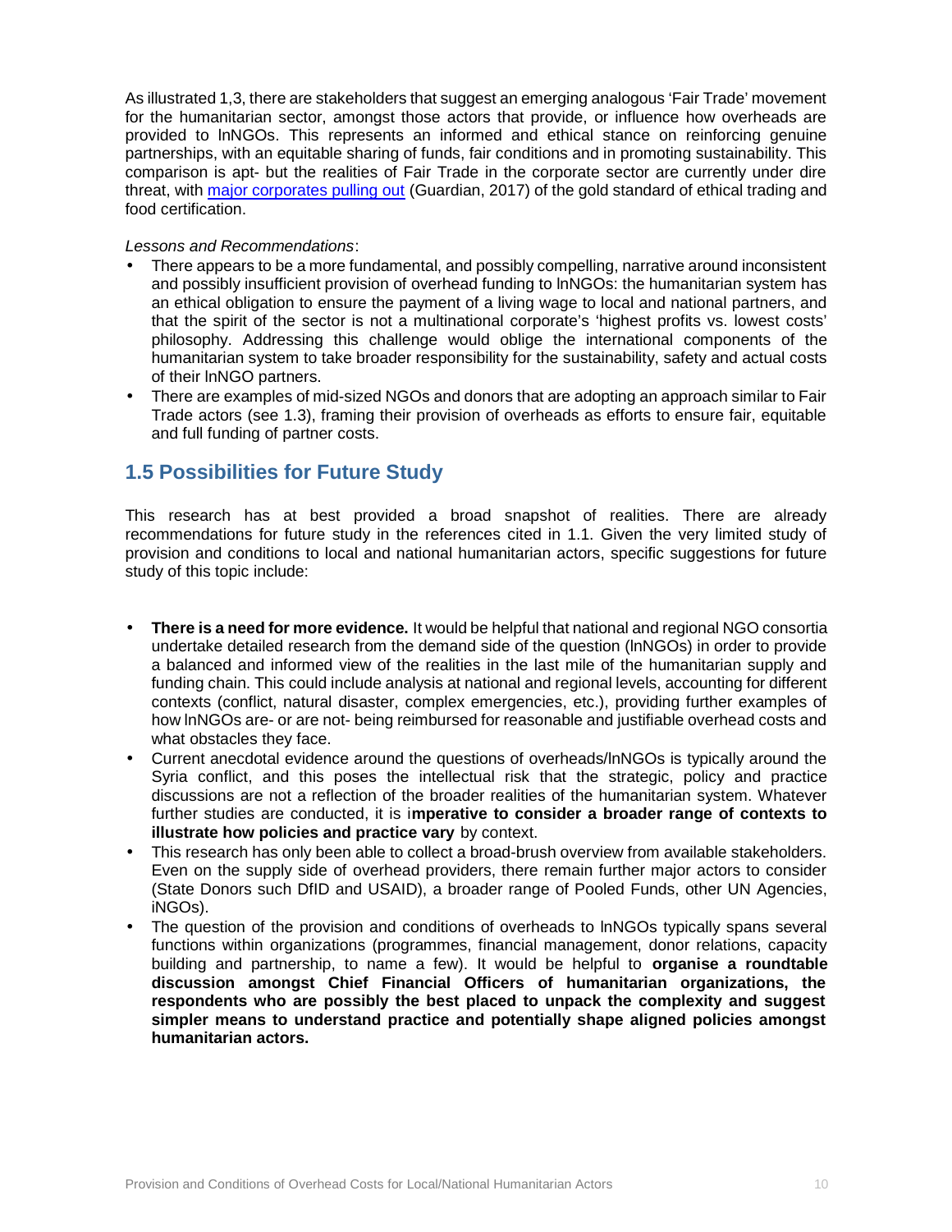As illustrated 1,3, there are stakeholders that suggest an emerging analogous 'Fair Trade' movement for the humanitarian sector, amongst those actors that provide, or influence how overheads are provided to lnNGOs. This represents an informed and ethical stance on reinforcing genuine partnerships, with an equitable sharing of funds, fair conditions and in promoting sustainability. This comparison is apt- but the realities of Fair Trade in the corporate sector are currently under dire threat, with major corporates pulling out (Guardian, 2017) of the gold standard of ethical trading and food certification.

*Lessons and Recommendations*:

- There appears to be a more fundamental, and possibly compelling, narrative around inconsistent and possibly insufficient provision of overhead funding to lnNGOs: the humanitarian system has an ethical obligation to ensure the payment of a living wage to local and national partners, and that the spirit of the sector is not a multinational corporate's 'highest profits vs. lowest costs' philosophy. Addressing this challenge would oblige the international components of the humanitarian system to take broader responsibility for the sustainability, safety and actual costs of their lnNGO partners.
- There are examples of mid-sized NGOs and donors that are adopting an approach similar to Fair Trade actors (see 1.3), framing their provision of overheads as efforts to ensure fair, equitable and full funding of partner costs.

## 1.5 Possibilities for Future Study

This research has at best provided a broad snapshot of realities. There are already recommendations for future study in the references cited in 1.1. Given the very limited study of provision and conditions to local and national humanitarian actors, specific suggestions for future study of this topic include:

- **There is a need for more evidence.** It would be helpful that national and regional NGO consortia undertake detailed research from the demand side of the question (lnNGOs) in order to provide a balanced and informed view of the realities in the last mile of the humanitarian supply and funding chain. This could include analysis at national and regional levels, accounting for different contexts (conflict, natural disaster, complex emergencies, etc.), providing further examples of how lnNGOs are- or are not- being reimbursed for reasonable and justifiable overhead costs and what obstacles they face.
- Current anecdotal evidence around the questions of overheads/lnNGOs is typically around the Syria conflict, and this poses the intellectual risk that the strategic, policy and practice discussions are not a reflection of the broader realities of the humanitarian system. Whatever further studies are conducted, it is i**mperative to consider a broader range of contexts to illustrate how policies and practice vary** by context.
- This research has only been able to collect a broad-brush overview from available stakeholders. Even on the supply side of overhead providers, there remain further major actors to consider (State Donors such DfID and USAID), a broader range of Pooled Funds, other UN Agencies, iNGOs).
- The question of the provision and conditions of overheads to lnNGOs typically spans several functions within organizations (programmes, financial management, donor relations, capacity building and partnership, to name a few). It would be helpful to **organise a roundtable discussion amongst Chief Financial Officers of humanitarian organizations, the respondents who are possibly the best placed to unpack the complexity and suggest simpler means to understand practice and potentially shape aligned policies amongst humanitarian actors.**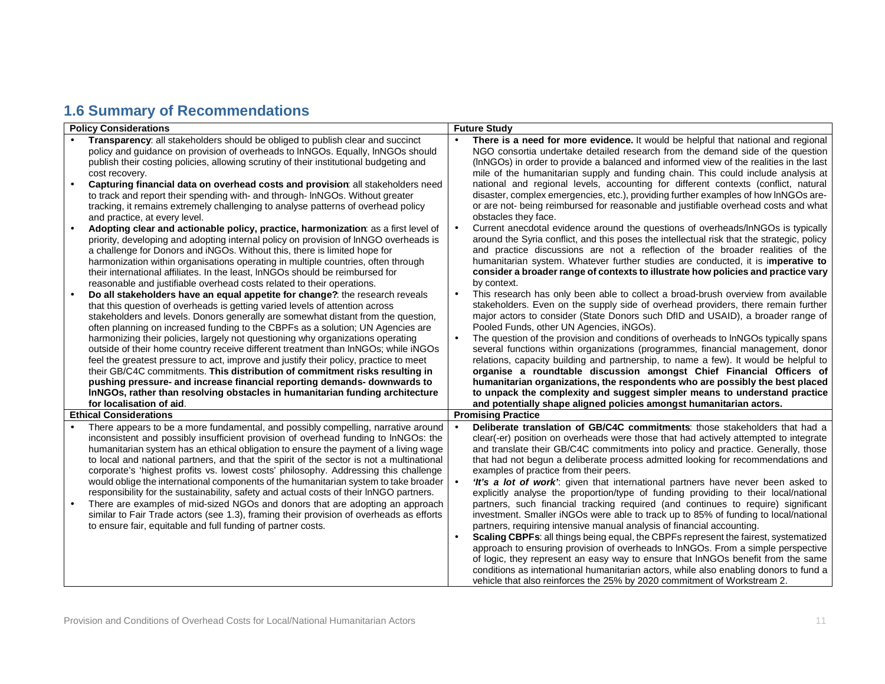## 1.6 Summary of Recommendations

**Policy Considerations**

- **Transparency**: all stakeholders should be obliged to publish clear and succinct policy and guidance on provision of overheads to lnNGOs. Equally, lnNGOs should publish their costing policies, allowing scrutiny of their institutional budgeting and cost recovery.
- **Capturing financial data on overhead costs and provision**: all stakeholders need to track and report their spending with- and through- lnNGOs. Without greater tracking, it remains extremely challenging to analyse patterns of overhead policy and practice, at every level.
- **Adopting clear and actionable policy, practice, harmonization**: as a first level of priority, developing and adopting internal policy on provision of lnNGO overheads is a challenge for Donors and iNGOs. Without this, there is limited hope for harmonization within organisations operating in multiple countries, often through their international affiliates. In the least, lnNGOs should be reimbursed for reasonable and justifiable overhead costs related to their operations.
- **Do all stakeholders have an equal appetite for change?**: the research reveals that this question of overheads is getting varied levels of attention across stakeholders and levels. Donors generally are somewhat distant from the question, often planning on increased funding to the CBPFs as a solution; UN Agencies are harmonizing their policies, largely not questioning why organizations operating outside of their home country receive different treatment than lnNGOs; while iNGOs feel the greatest pressure to act, improve and justify their policy, practice to meet their GB/C4C commitments. **This distribution of commitment risks resulting in pushing pressure- and increase financial reporting demands- downwards to lnNGOs, rather than resolving obstacles in humanitarian funding architecture for localisation of aid**.

**Ethical Considerations**

- There appears to be a more fundamental, and possibly compelling, narrative around inconsistent and possibly insufficient provision of overhead funding to lnNGOs: the humanitarian system has an ethical obligation to ensure the payment of a living wage to local and national partners, and that the spirit of the sector is not a multinational corporate's 'highest profits vs. lowest costs' philosophy. Addressing this challenge would oblige the international components of the humanitarian system to take broader responsibility for the sustainability, safety and actual costs of their lnNGO partners.
- There are examples of mid-sized NGOs and donors that are adopting an approach similar to Fair Trade actors (see 1.3), framing their provision of overheads as efforts to ensure fair, equitable and full funding of partner costs.

**Future Study**

- **There is a need for more evidence.** It would be helpful that national and regional NGO consortia undertake detailed research from the demand side of the question (lnNGOs) in order to provide a balanced and informed view of the realities in the last mile of the humanitarian supply and funding chain. This could include analysis at national and regional levels, accounting for different contexts (conflict, natural disaster, complex emergencies, etc.), providing further examples of how lnNGOs are- or are not- being reimbursed for reasonable and justifiable overhead costs and what obstacles they face.
- Current anecdotal evidence around the questions of overheads/lnNGOs is typically around the Syria conflict, and this poses the intellectual risk that the strategic, policy and practice discussions are not a reflection of the broader realities of the humanitarian system. Whatever further studies are conducted, it is **imperative to consider a broader range of contexts to illustrate how policies and practice vary** by context.
- This research has only been able to collect a broad-brush overview from available stakeholders. Even on the supply side of overhead providers, there remain further major actors to consider (State Donors such DfID and USAID), a broader range of Pooled Funds, other UN Agencies, iNGOs).
- The question of the provision and conditions of overheads to lnNGOs typically spans several functions within organizations (programmes, financial management, donor relations, capacity building and partnership, to name a few). It would be helpful to **organise a roundtable discussion amongst Chief Financial Officers of humanitarian organizations, the respondents who are possibly the best placed to unpack the complexity and suggest simpler means to understand practice and potentially shape aligned policies amongst humanitarian actors.**

**Promising Practice**

- **Deliberate translation of GB/C4C commitments**: those stakeholders that had a clear(-er) position on overheads were those that had actively attempted to integrate and translate their GB/C4C commitments into policy and practice. Generally, those that had not begun a deliberate process admitted looking for recommendations and examples of practice from their peers.
- ***'It's a lot of work'***: given that international partners have never been asked to explicitly analyse the proportion/type of funding providing to their local/national partners, such financial tracking required (and continues to require) significant investment. Smaller iNGOs were able to track up to 85% of funding to local/national partners, requiring intensive manual analysis of financial accounting.
- **Scaling CBPFs**: all things being equal, the CBPFs represent the fairest, systematized approach to ensuring provision of overheads to lnNGOs. From a simple perspective of logic, they represent an easy way to ensure that lnNGOs benefit from the same conditions as international humanitarian actors, while also enabling donors to fund a vehicle that also reinforces the 25% by 2020 commitment of Workstream 2.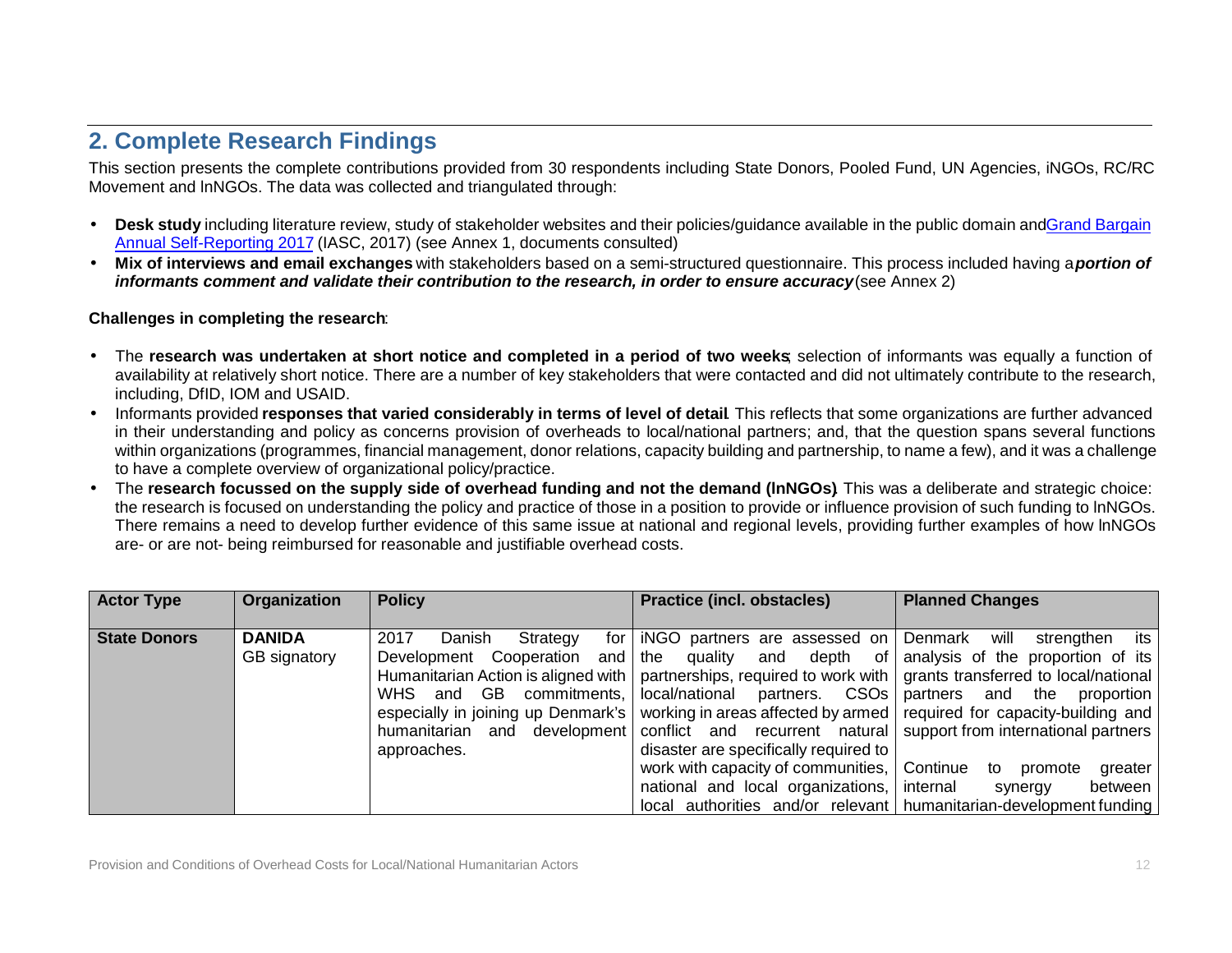## 2. Complete Research Findings

This section presents the complete contributions provided from 30 respondents including State Donors, Pooled Fund, UN Agencies, iNGOs, RC/RC Movement and lnNGOs. The data was collected and triangulated through:

- **Desk study** including literature review, study of stakeholder websites and their policies/guidance available in the public domain and [Grand Bargain Annual Self-Reporting 2017](#) (IASC, 2017) (see Annex 1, documents consulted)
- **Mix of interviews and email exchanges** with stakeholders based on a semi-structured questionnaire. This process included having a ***portion of informants comment and validate their contribution to the research, in order to ensure accuracy*** (see Annex 2)

**Challenges in completing the research**:

- The **research was undertaken at short notice and completed in a period of two weeks**; selection of informants was equally a function of availability at relatively short notice. There are a number of key stakeholders that were contacted and did not ultimately contribute to the research, including, DfID, IOM and USAID.
- Informants provided **responses that varied considerably in terms of level of detail**. This reflects that some organizations are further advanced in their understanding and policy as concerns provision of overheads to local/national partners; and, that the question spans several functions within organizations (programmes, financial management, donor relations, capacity building and partnership, to name a few), and it was a challenge to have a complete overview of organizational policy/practice.
- The **research focussed on the supply side of overhead funding and not the demand (lnNGOs)**. This was a deliberate and strategic choice: the research is focused on understanding the policy and practice of those in a position to provide or influence provision of such funding to lnNGOs. There remains a need to develop further evidence of this same issue at national and regional levels, providing further examples of how lnNGOs are- or are not- being reimbursed for reasonable and justifiable overhead costs.

| Actor Type | Organization | Policy | Practice (incl. obstacles) | Planned Changes |
|---|---|---|---|---|
| **State Donors** | **DANIDA**<br>GB signatory | 2017 Danish Strategy for Development Cooperation and Humanitarian Action is aligned with WHS and GB commitments, especially in joining up Denmark's humanitarian and development approaches. | iNGO partners are assessed on the quality and depth of partnerships, required to work with local/national partners. CSOs working in areas affected by armed conflict and recurrent natural disaster are specifically required to work with capacity of communities, national and local organizations, local authorities and/or relevant | Denmark will strengthen its analysis of the proportion of its grants transferred to local/national partners and the proportion required for capacity-building and support from international partners<br><br>Continue to promote greater internal synergy between humanitarian-development funding |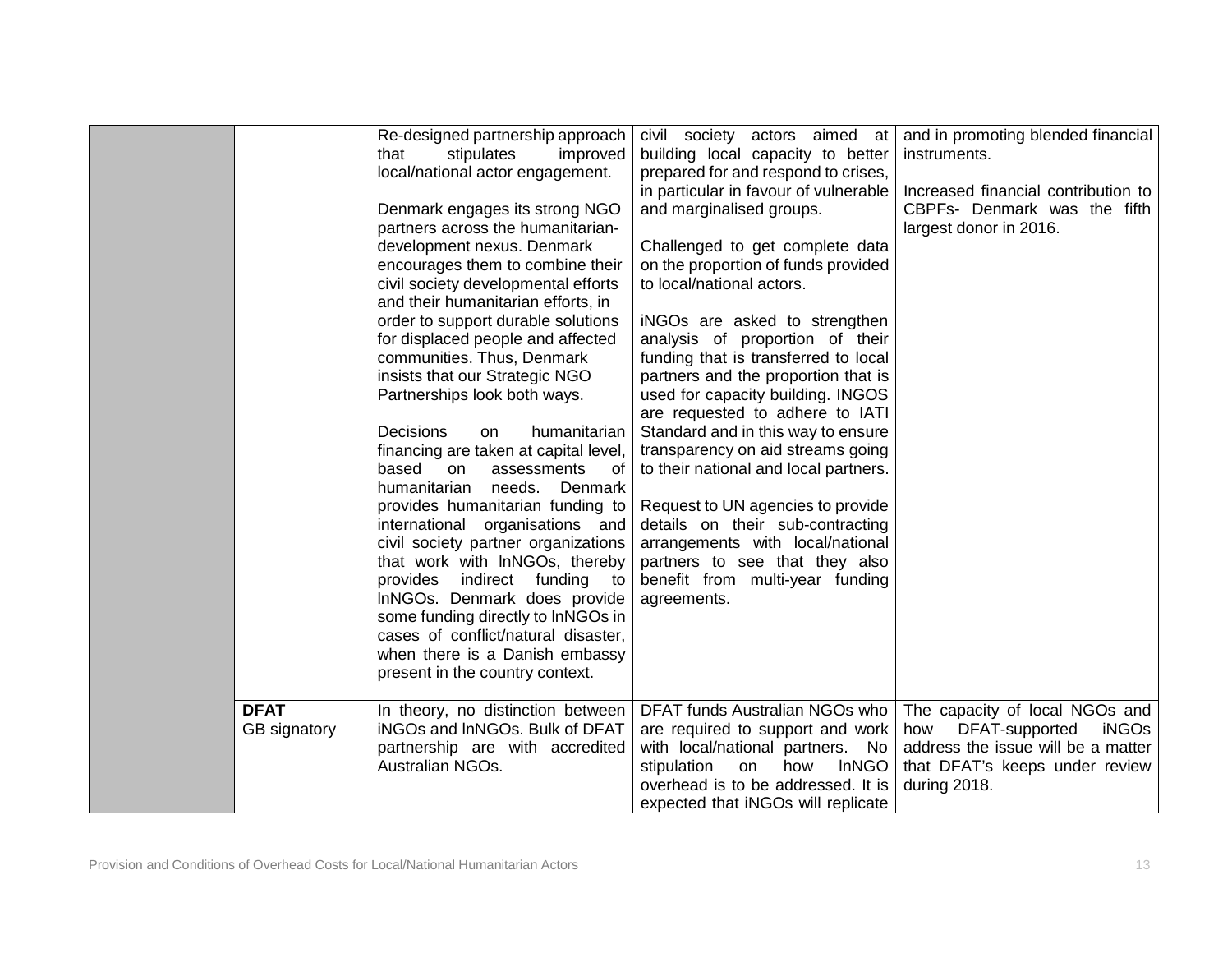| | | | | |
|---|---|---|---|---|
| | | Re-designed partnership approach that stipulates improved local/national actor engagement.<br><br>Denmark engages its strong NGO partners across the humanitarian-development nexus. Denmark encourages them to combine their civil society developmental efforts and their humanitarian efforts, in order to support durable solutions for displaced people and affected communities. Thus, Denmark insists that our Strategic NGO Partnerships look both ways.<br><br>Decisions on humanitarian financing are taken at capital level, based on assessments of humanitarian needs. Denmark provides humanitarian funding to international organisations and civil society partner organizations that work with lnNGOs, thereby provides indirect funding to lnNGOs. Denmark does provide some funding directly to lnNGOs in cases of conflict/natural disaster, when there is a Danish embassy present in the country context. | civil society actors aimed at building local capacity to better prepared for and respond to crises, in particular in favour of vulnerable and marginalised groups.<br><br>Challenged to get complete data on the proportion of funds provided to local/national actors.<br><br>iNGOs are asked to strengthen analysis of proportion of their funding that is transferred to local partners and the proportion that is used for capacity building. INGOS are requested to adhere to IATI Standard and in this way to ensure transparency on aid streams going to their national and local partners.<br><br>Request to UN agencies to provide details on their sub-contracting arrangements with local/national partners to see that they also benefit from multi-year funding agreements. | and in promoting blended financial instruments.<br><br>Increased financial contribution to CBPFs- Denmark was the fifth largest donor in 2016. |
| | **DFAT**<br>GB signatory | In theory, no distinction between iNGOs and lnNGOs. Bulk of DFAT partnership are with accredited Australian NGOs. | DFAT funds Australian NGOs who are required to support and work with local/national partners. No stipulation on how lnNGO overhead is to be addressed. It is expected that iNGOs will replicate | The capacity of local NGOs and how DFAT-supported iNGOs address the issue will be a matter that DFAT's keeps under review during 2018. |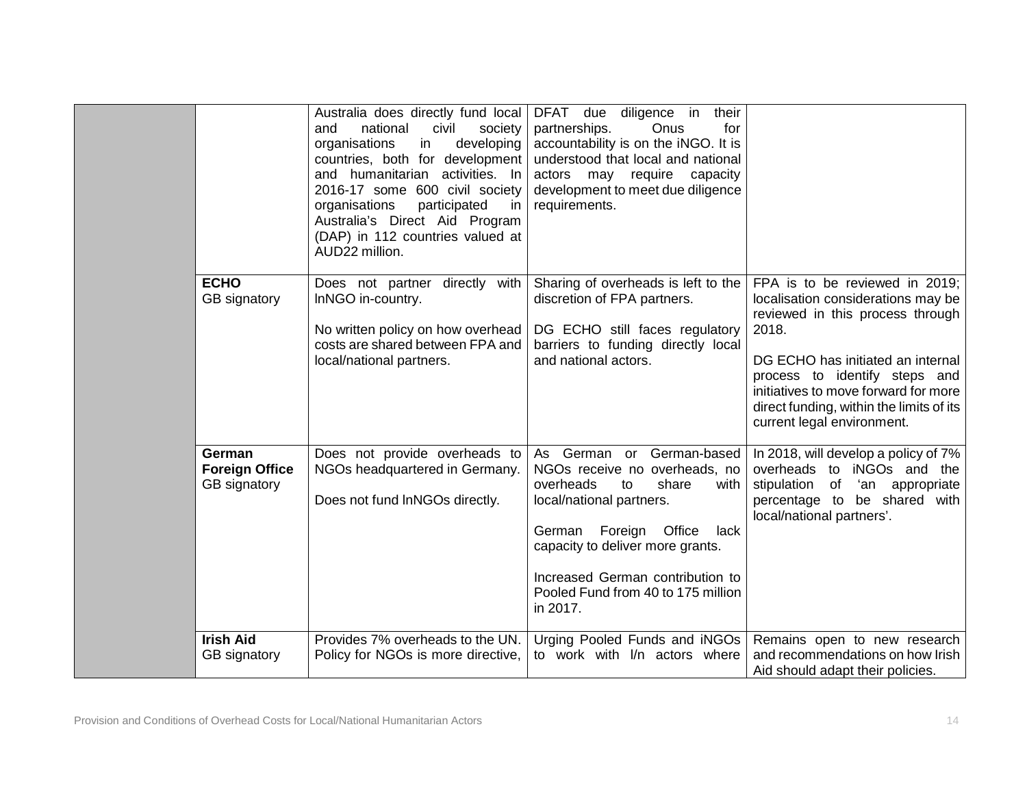| | | | | |
|---|---|---|---|---|
| | | Australia does directly fund local and national civil society organisations in developing countries, both for development and humanitarian activities. In 2016-17 some 600 civil society organisations participated in Australia's Direct Aid Program (DAP) in 112 countries valued at AUD22 million. | DFAT due diligence in their partnerships. Onus for accountability is on the iNGO. It is understood that local and national actors may require capacity development to meet due diligence requirements. | |
| | **ECHO**<br>GB signatory | Does not partner directly with lnNGO in-country.<br><br>No written policy on how overhead costs are shared between FPA and local/national partners. | Sharing of overheads is left to the discretion of FPA partners.<br><br>DG ECHO still faces regulatory barriers to funding directly local and national actors. | FPA is to be reviewed in 2019; localisation considerations may be reviewed in this process through 2018.<br><br>DG ECHO has initiated an internal process to identify steps and initiatives to move forward for more direct funding, within the limits of its current legal environment. |
| | **German Foreign Office**<br>GB signatory | Does not provide overheads to NGOs headquartered in Germany.<br><br>Does not fund lnNGOs directly. | As German or German-based NGOs receive no overheads, no overheads to share with local/national partners.<br><br>German Foreign Office lack capacity to deliver more grants.<br><br>Increased German contribution to Pooled Fund from 40 to 175 million in 2017. | In 2018, will develop a policy of 7% overheads to iNGOs and the stipulation of 'an appropriate percentage to be shared with local/national partners'. |
| | **Irish Aid**<br>GB signatory | Provides 7% overheads to the UN. Policy for NGOs is more directive, | Urging Pooled Funds and iNGOs to work with l/n actors where | Remains open to new research and recommendations on how Irish Aid should adapt their policies. |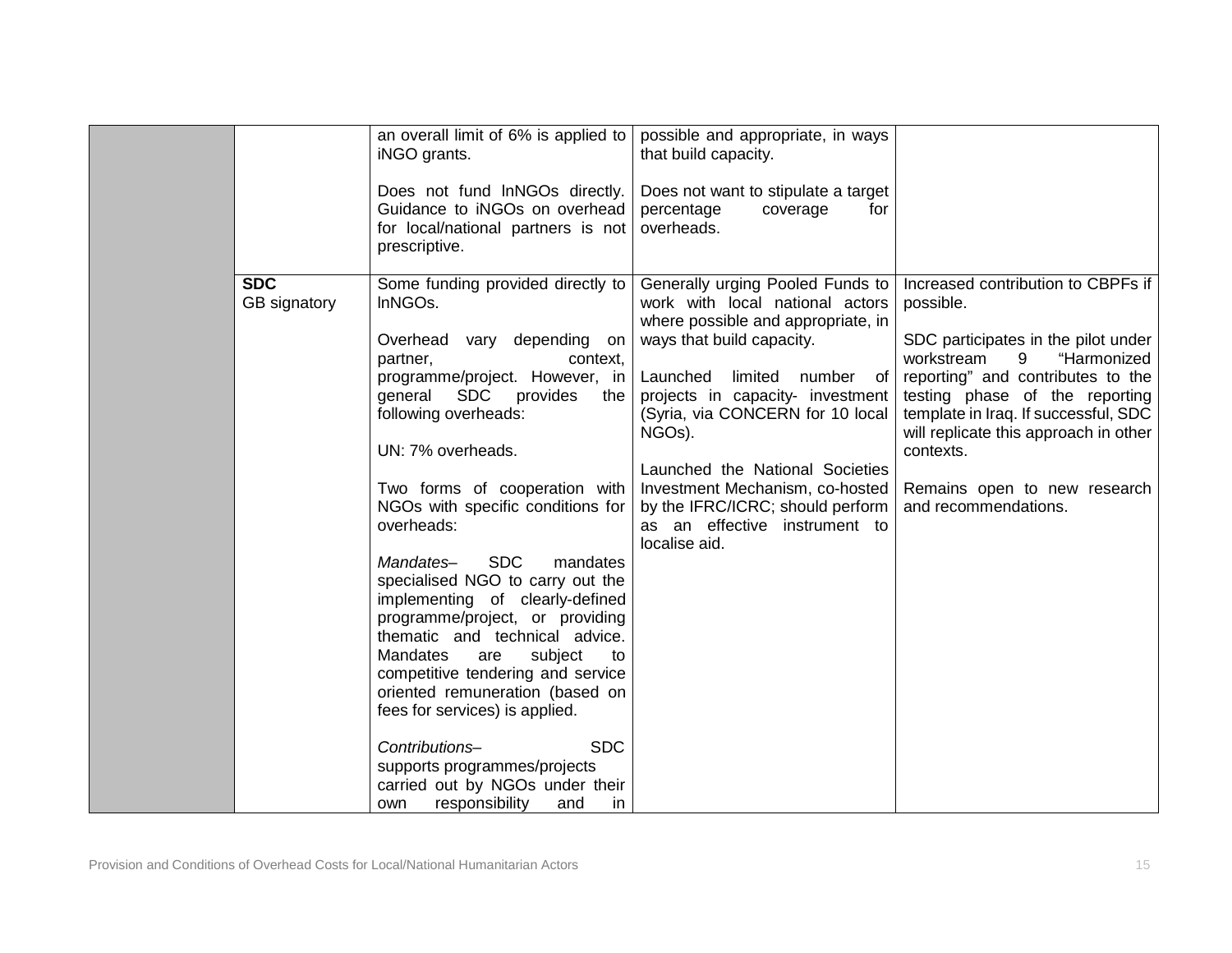| | | | | |
|---|---|---|---|---|
| | | an overall limit of 6% is applied to iNGO grants.<br><br>Does not fund lnNGOs directly. Guidance to iNGOs on overhead for local/national partners is not prescriptive. | possible and appropriate, in ways that build capacity.<br><br>Does not want to stipulate a target percentage coverage for overheads. | |
| | **SDC**<br>GB signatory | Some funding provided directly to lnNGOs.<br><br>Overhead vary depending on partner, context, programme/project. However, in general SDC provides the following overheads:<br><br>UN: 7% overheads.<br><br>Two forms of cooperation with NGOs with specific conditions for overheads:<br><br>*Mandates*– SDC mandates specialised NGO to carry out the implementing of clearly-defined programme/project, or providing thematic and technical advice. Mandates are subject to competitive tendering and service oriented remuneration (based on fees for services) is applied.<br><br>*Contributions*– SDC supports programmes/projects carried out by NGOs under their own responsibility and in | Generally urging Pooled Funds to work with local national actors where possible and appropriate, in ways that build capacity.<br><br>Launched limited number of projects in capacity- investment (Syria, via CONCERN for 10 local NGOs).<br><br>Launched the National Societies Investment Mechanism, co-hosted by the IFRC/ICRC; should perform as an effective instrument to localise aid. | Increased contribution to CBPFs if possible.<br><br>SDC participates in the pilot under workstream 9 "Harmonized reporting" and contributes to the testing phase of the reporting template in Iraq. If successful, SDC will replicate this approach in other contexts.<br><br>Remains open to new research and recommendations. |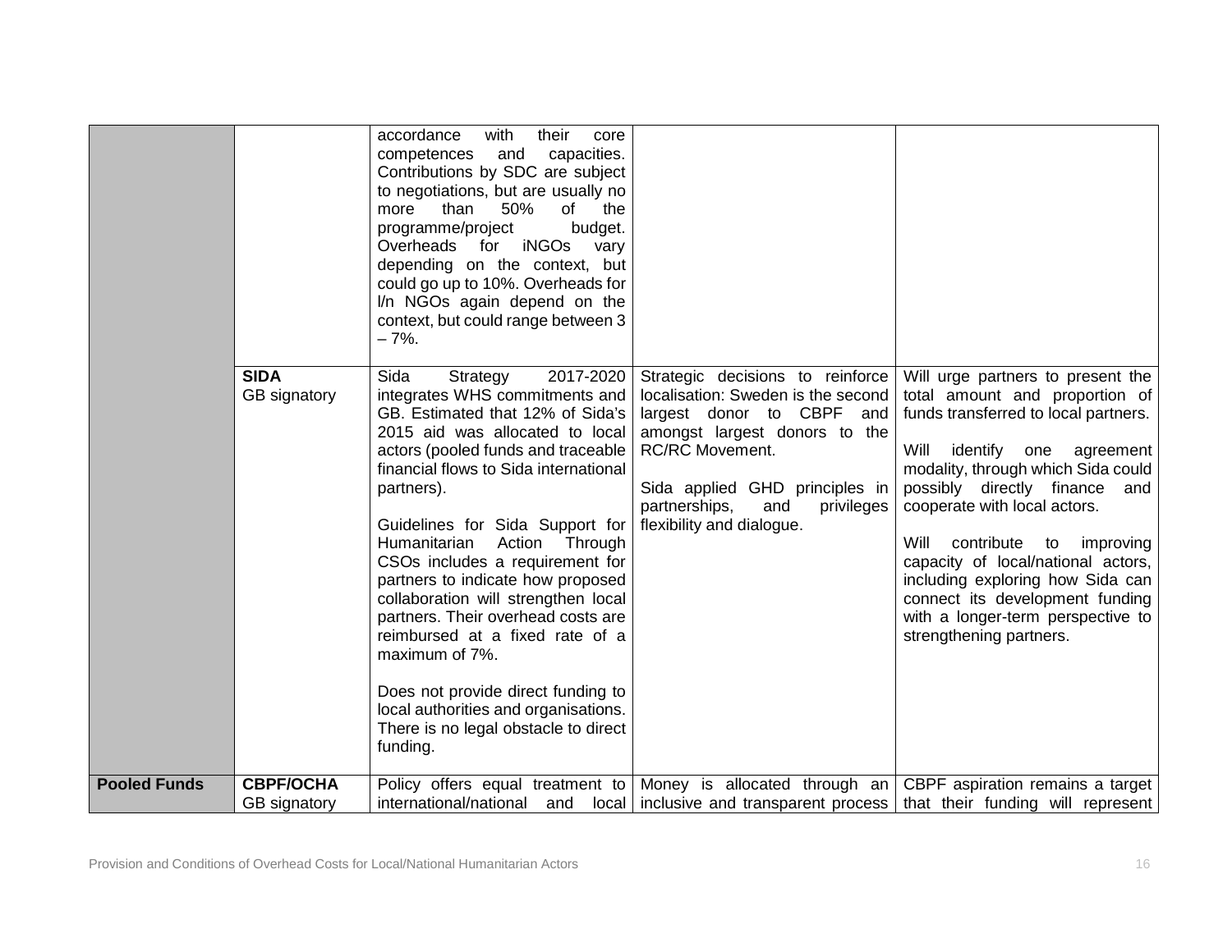| | | | | |
|---|---|---|---|---|
| | | accordance with their core competences and capacities. Contributions by SDC are subject to negotiations, but are usually no more than 50% of the programme/project budget. Overheads for iNGOs vary depending on the context, but could go up to 10%. Overheads for l/n NGOs again depend on the context, but could range between 3 – 7%. | | |
| | **SIDA** GB signatory | Sida Strategy 2017-2020 integrates WHS commitments and GB. Estimated that 12% of Sida's 2015 aid was allocated to local actors (pooled funds and traceable financial flows to Sida international partners).<br><br>Guidelines for Sida Support for Humanitarian Action Through CSOs includes a requirement for partners to indicate how proposed collaboration will strengthen local partners. Their overhead costs are reimbursed at a fixed rate of a maximum of 7%.<br><br>Does not provide direct funding to local authorities and organisations. There is no legal obstacle to direct funding. | Strategic decisions to reinforce localisation: Sweden is the second largest donor to CBPF and amongst largest donors to the RC/RC Movement.<br><br>Sida applied GHD principles in partnerships, and privileges flexibility and dialogue. | Will urge partners to present the total amount and proportion of funds transferred to local partners.<br><br>Will identify one agreement modality, through which Sida could possibly directly finance and cooperate with local actors.<br><br>Will contribute to improving capacity of local/national actors, including exploring how Sida can connect its development funding with a longer-term perspective to strengthening partners. |
| **Pooled Funds** | **CBPF/OCHA** GB signatory | Policy offers equal treatment to international/national and local | Money is allocated through an inclusive and transparent process | CBPF aspiration remains a target that their funding will represent |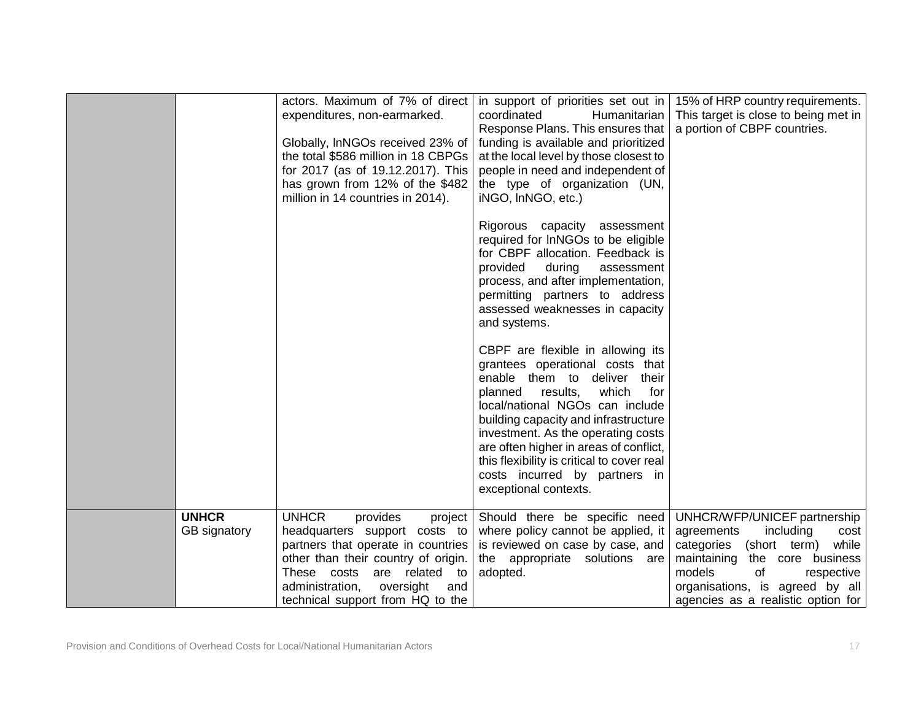| | | | | |
|---|---|---|---|---|
| | | actors. Maximum of 7% of direct expenditures, non-earmarked.<br><br>Globally, lnNGOs received 23% of the total $586 million in 18 CBPGs for 2017 (as of 19.12.2017). This has grown from 12% of the $482 million in 14 countries in 2014). | in support of priorities set out in coordinated Humanitarian Response Plans. This ensures that funding is available and prioritized at the local level by those closest to people in need and independent of the type of organization (UN, iNGO, lnNGO, etc.)<br><br>Rigorous capacity assessment required for lnNGOs to be eligible for CBPF allocation. Feedback is provided during assessment process, and after implementation, permitting partners to address assessed weaknesses in capacity and systems.<br><br>CBPF are flexible in allowing its grantees operational costs that enable them to deliver their planned results, which for local/national NGOs can include building capacity and infrastructure investment. As the operating costs are often higher in areas of conflict, this flexibility is critical to cover real costs incurred by partners in exceptional contexts. | 15% of HRP country requirements. This target is close to being met in a portion of CBPF countries. |
| | **UNHCR**<br>GB signatory | UNHCR provides project headquarters support costs to partners that operate in countries other than their country of origin. These costs are related to administration, oversight and technical support from HQ to the | Should there be specific need where policy cannot be applied, it is reviewed on case by case, and the appropriate solutions are adopted. | UNHCR/WFP/UNICEF partnership agreements including cost categories (short term) while maintaining the core business models of respective organisations, is agreed by all agencies as a realistic option for |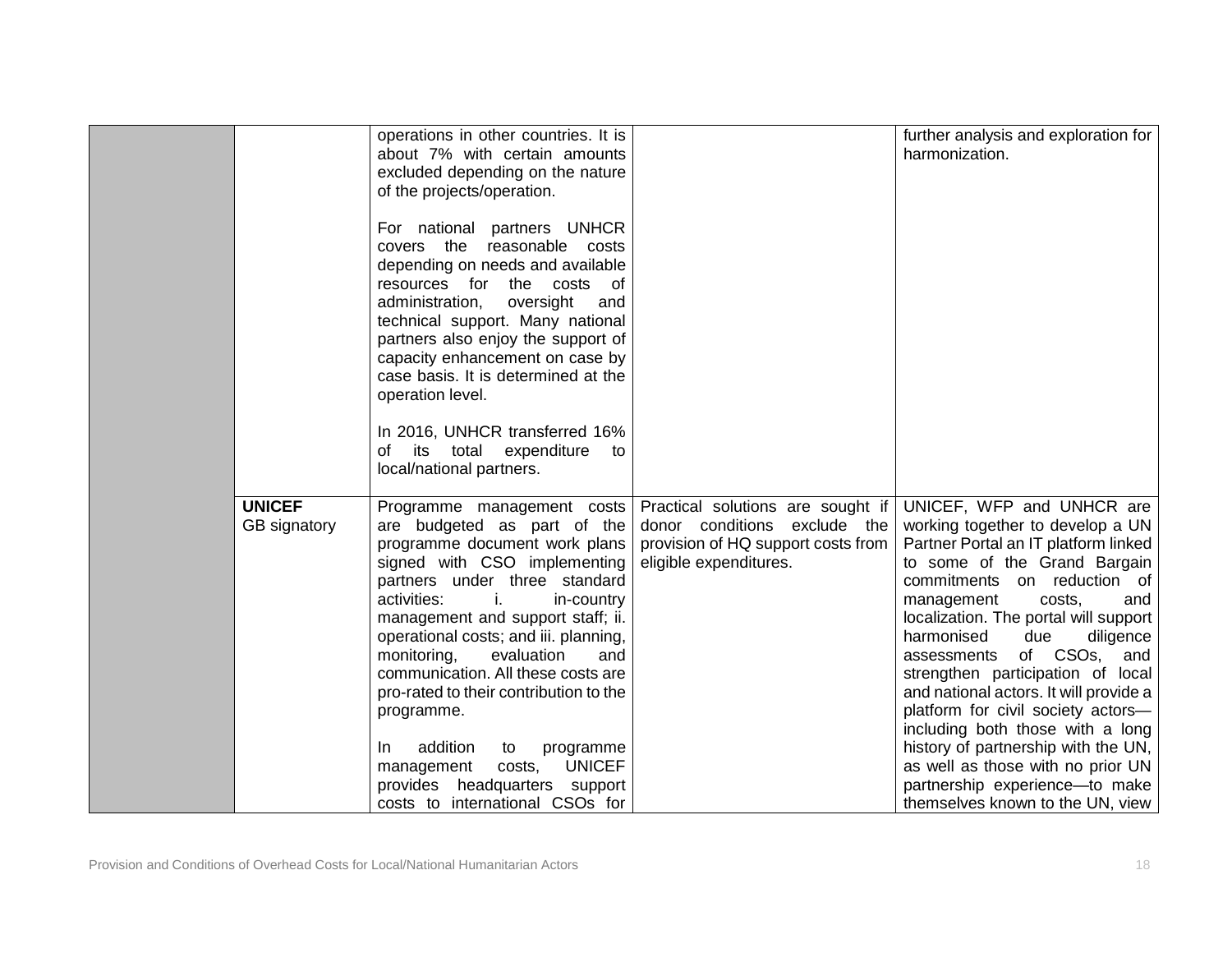| | | | | |
|---|---|---|---|---|
| | | operations in other countries. It is about 7% with certain amounts excluded depending on the nature of the projects/operation.<br><br>For national partners UNHCR covers the reasonable costs depending on needs and available resources for the costs of administration, oversight and technical support. Many national partners also enjoy the support of capacity enhancement on case by case basis. It is determined at the operation level.<br><br>In 2016, UNHCR transferred 16% of its total expenditure to local/national partners. | | further analysis and exploration for harmonization. |
| | **UNICEF** GB signatory | Programme management costs are budgeted as part of the programme document work plans signed with CSO implementing partners under three standard activities: i. in-country management and support staff; ii. operational costs; and iii. planning, monitoring, evaluation and communication. All these costs are pro-rated to their contribution to the programme.<br><br>In addition to programme management costs, UNICEF provides headquarters support costs to international CSOs for | Practical solutions are sought if donor conditions exclude the provision of HQ support costs from eligible expenditures. | UNICEF, WFP and UNHCR are working together to develop a UN Partner Portal an IT platform linked to some of the Grand Bargain commitments on reduction of management costs, and localization. The portal will support harmonised due diligence assessments of CSOs, and strengthen participation of local and national actors. It will provide a platform for civil society actors—including both those with a long history of partnership with the UN, as well as those with no prior UN partnership experience—to make themselves known to the UN, view |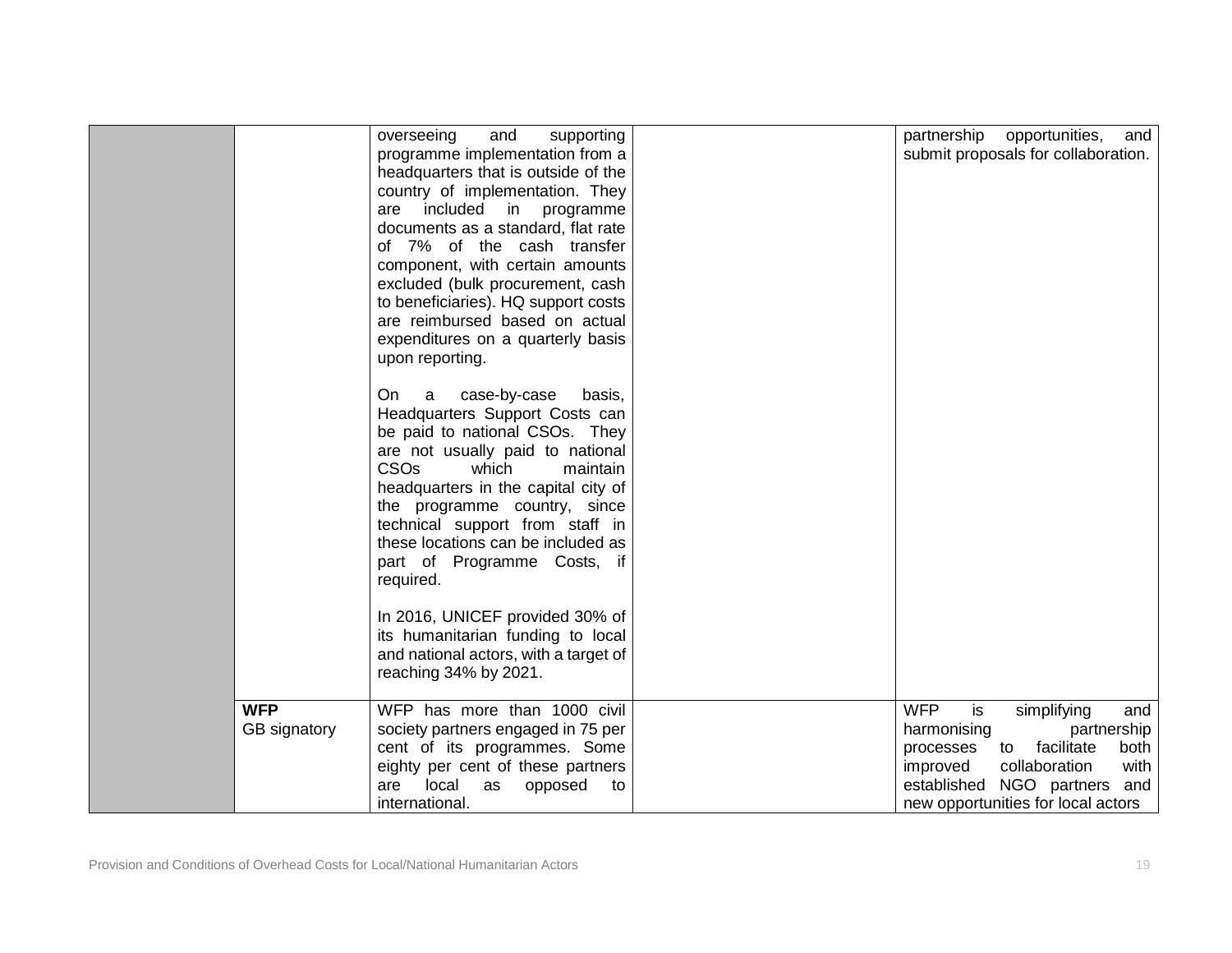| | | | | |
|---|---|---|---|---|
| | | overseeing and supporting programme implementation from a headquarters that is outside of the country of implementation. They are included in programme documents as a standard, flat rate of 7% of the cash transfer component, with certain amounts excluded (bulk procurement, cash to beneficiaries). HQ support costs are reimbursed based on actual expenditures on a quarterly basis upon reporting.<br><br>On a case-by-case basis, Headquarters Support Costs can be paid to national CSOs. They are not usually paid to national CSOs which maintain headquarters in the capital city of the programme country, since technical support from staff in these locations can be included as part of Programme Costs, if required.<br><br>In 2016, UNICEF provided 30% of its humanitarian funding to local and national actors, with a target of reaching 34% by 2021. | | partnership opportunities, and submit proposals for collaboration. |
| | **WFP**<br>GB signatory | WFP has more than 1000 civil society partners engaged in 75 per cent of its programmes. Some eighty per cent of these partners are local as opposed to international. | | WFP is simplifying and harmonising partnership processes to facilitate both improved collaboration with established NGO partners and new opportunities for local actors |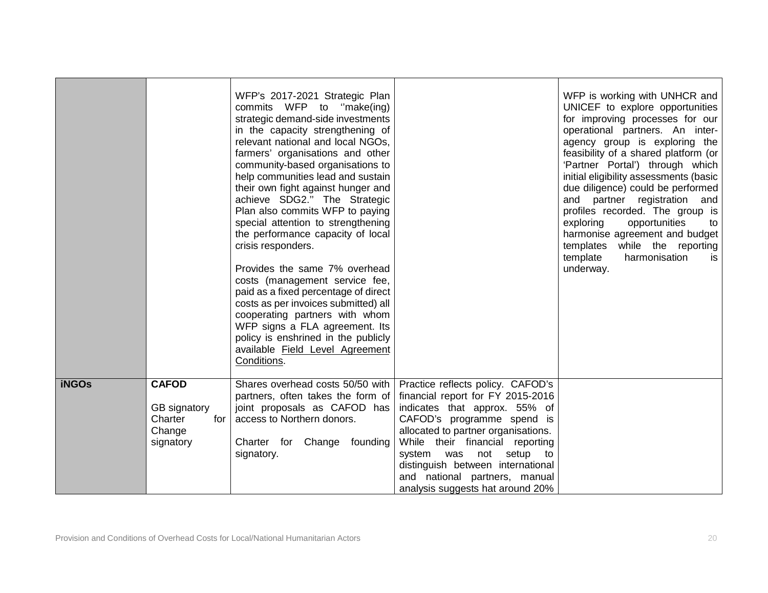| | | | | |
|---|---|---|---|---|
| | | WFP's 2017-2021 Strategic Plan commits WFP to ''make(ing) strategic demand-side investments in the capacity strengthening of relevant national and local NGOs, farmers' organisations and other community-based organisations to help communities lead and sustain their own fight against hunger and achieve SDG2.'' The Strategic Plan also commits WFP to paying special attention to strengthening the performance capacity of local crisis responders.<br><br>Provides the same 7% overhead costs (management service fee, paid as a fixed percentage of direct costs as per invoices submitted) all cooperating partners with whom WFP signs a FLA agreement. Its policy is enshrined in the publicly available Field Level Agreement Conditions. | | WFP is working with UNHCR and UNICEF to explore opportunities for improving processes for our operational partners. An inter-agency group is exploring the feasibility of a shared platform (or 'Partner Portal') through which initial eligibility assessments (basic due diligence) could be performed and partner registration and profiles recorded. The group is exploring opportunities to harmonise agreement and budget templates while the reporting template harmonisation is underway. |
| **iNGOs** | **CAFOD**<br><br>GB signatory<br>Charter for Change signatory | Shares overhead costs 50/50 with partners, often takes the form of joint proposals as CAFOD has access to Northern donors.<br><br>Charter for Change founding signatory. | Practice reflects policy. CAFOD's financial report for FY 2015-2016 indicates that approx. 55% of CAFOD's programme spend is allocated to partner organisations. While their financial reporting system was not setup to distinguish between international and national partners, manual analysis suggests hat around 20% | |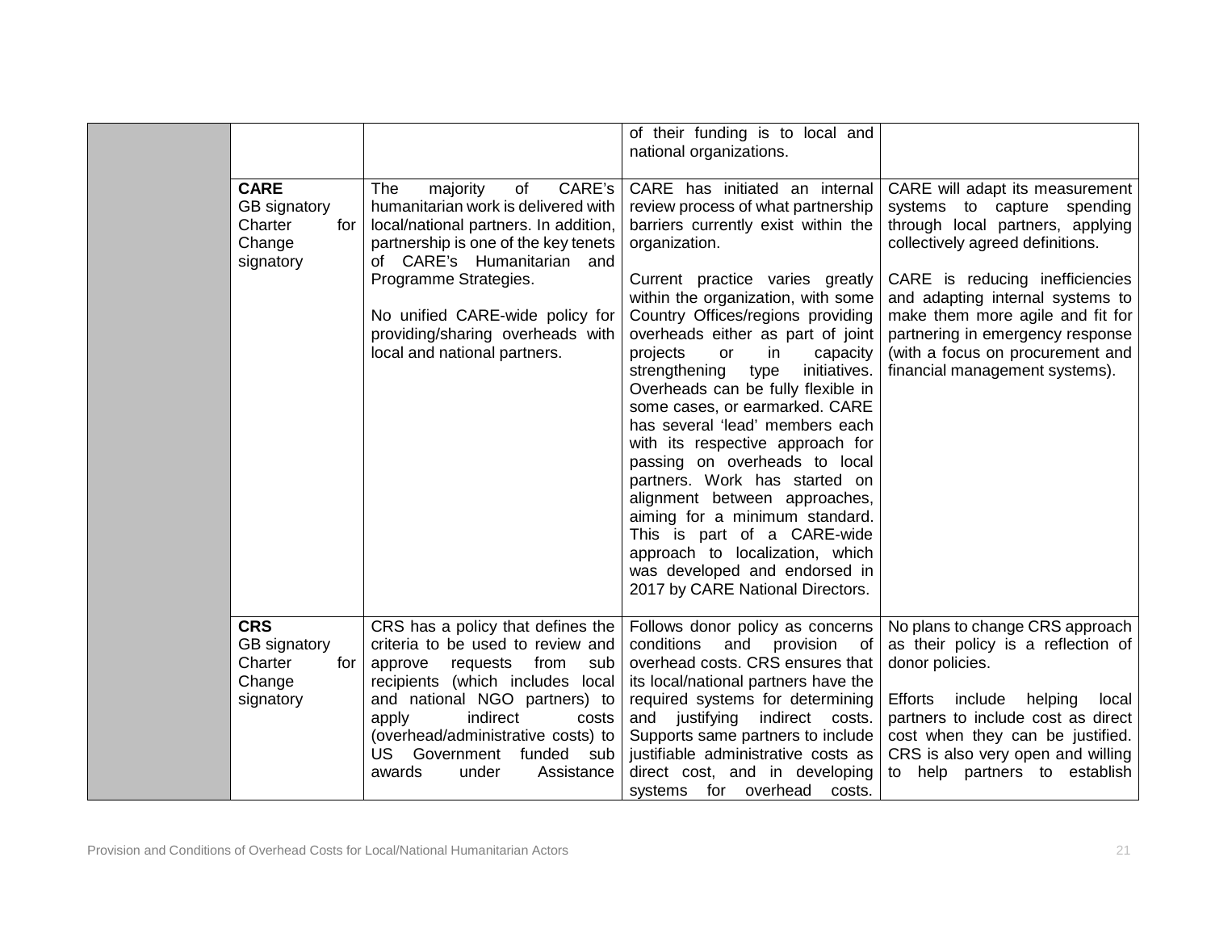| | | | | |
|---|---|---|---|---|
| | | | of their funding is to local and national organizations. | |
| | **CARE** GB signatory Charter for Change signatory | The majority of CARE's humanitarian work is delivered with local/national partners. In addition, partnership is one of the key tenets of CARE's Humanitarian and Programme Strategies.<br><br>No unified CARE-wide policy for providing/sharing overheads with local and national partners. | CARE has initiated an internal review process of what partnership barriers currently exist within the organization.<br><br>Current practice varies greatly within the organization, with some Country Offices/regions providing overheads either as part of joint projects or in capacity strengthening type initiatives. Overheads can be fully flexible in some cases, or earmarked. CARE has several 'lead' members each with its respective approach for passing on overheads to local partners. Work has started on alignment between approaches, aiming for a minimum standard. This is part of a CARE-wide approach to localization, which was developed and endorsed in 2017 by CARE National Directors. | CARE will adapt its measurement systems to capture spending through local partners, applying collectively agreed definitions.<br><br>CARE is reducing inefficiencies and adapting internal systems to make them more agile and fit for partnering in emergency response (with a focus on procurement and financial management systems). |
| | **CRS** GB signatory Charter for Change signatory | CRS has a policy that defines the criteria to be used to review and approve requests from sub recipients (which includes local and national NGO partners) to apply indirect costs (overhead/administrative costs) to US Government funded sub awards under Assistance | Follows donor policy as concerns conditions and provision of overhead costs. CRS ensures that its local/national partners have the required systems for determining and justifying indirect costs. Supports same partners to include justifiable administrative costs as direct cost, and in developing systems for overhead costs. | No plans to change CRS approach as their policy is a reflection of donor policies.<br><br>Efforts include helping local partners to include cost as direct cost when they can be justified. CRS is also very open and willing to help partners to establish |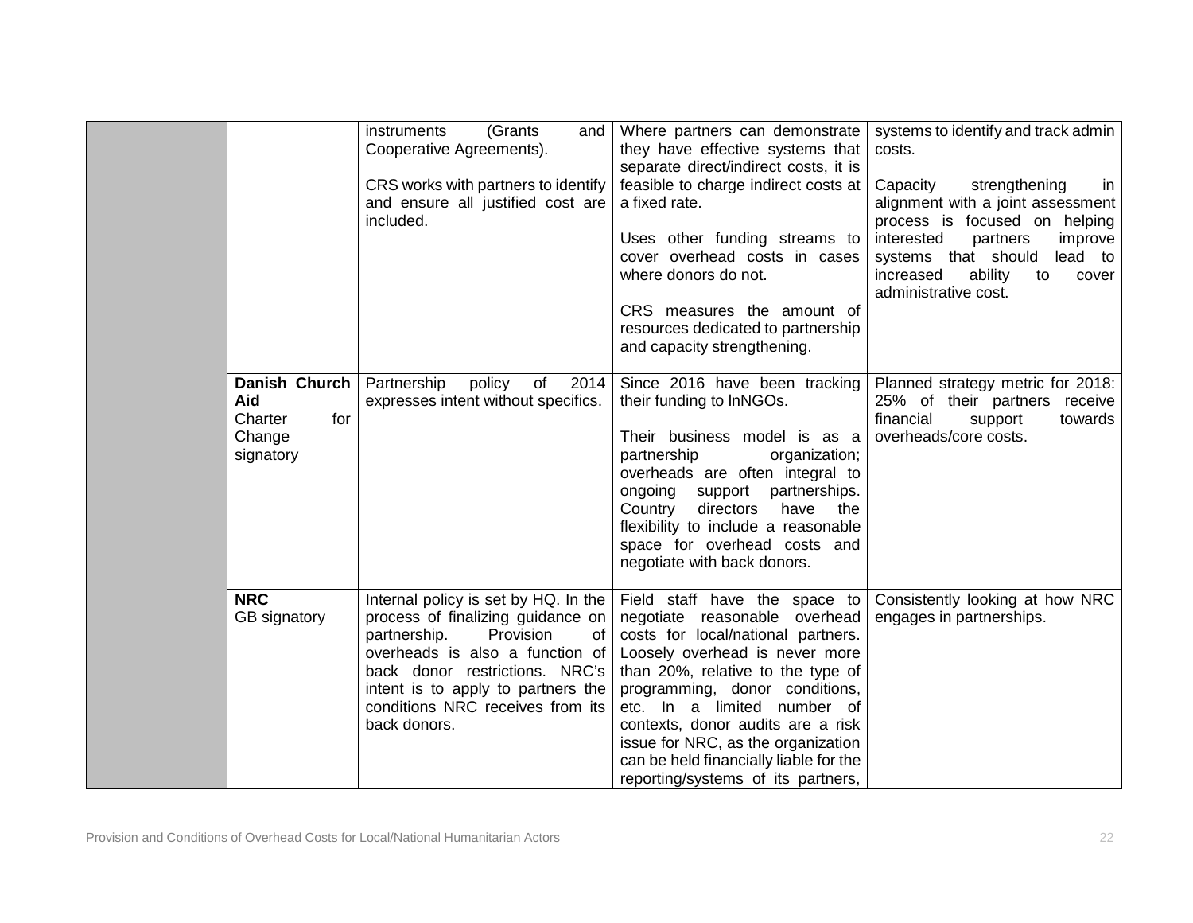| | | | | |
|---|---|---|---|---|
| | | instruments (Grants and Cooperative Agreements).<br><br>CRS works with partners to identify and ensure all justified cost are included. | Where partners can demonstrate they have effective systems that separate direct/indirect costs, it is feasible to charge indirect costs at a fixed rate.<br><br>Uses other funding streams to cover overhead costs in cases where donors do not.<br><br>CRS measures the amount of resources dedicated to partnership and capacity strengthening. | systems to identify and track admin costs.<br><br>Capacity strengthening in alignment with a joint assessment process is focused on helping interested partners improve systems that should lead to increased ability to cover administrative cost. |
| | **Danish Church Aid**<br>Charter for Change signatory | Partnership policy of 2014 expresses intent without specifics. | Since 2016 have been tracking their funding to lnNGOs.<br><br>Their business model is as a partnership organization; overheads are often integral to ongoing support partnerships. Country directors have the flexibility to include a reasonable space for overhead costs and negotiate with back donors. | Planned strategy metric for 2018: 25% of their partners receive financial support towards overheads/core costs. |
| | **NRC**<br>GB signatory | Internal policy is set by HQ. In the process of finalizing guidance on partnership. Provision of overheads is also a function of back donor restrictions. NRC's intent is to apply to partners the conditions NRC receives from its back donors. | Field staff have the space to negotiate reasonable overhead costs for local/national partners. Loosely overhead is never more than 20%, relative to the type of programming, donor conditions, etc. In a limited number of contexts, donor audits are a risk issue for NRC, as the organization can be held financially liable for the reporting/systems of its partners, | Consistently looking at how NRC engages in partnerships. |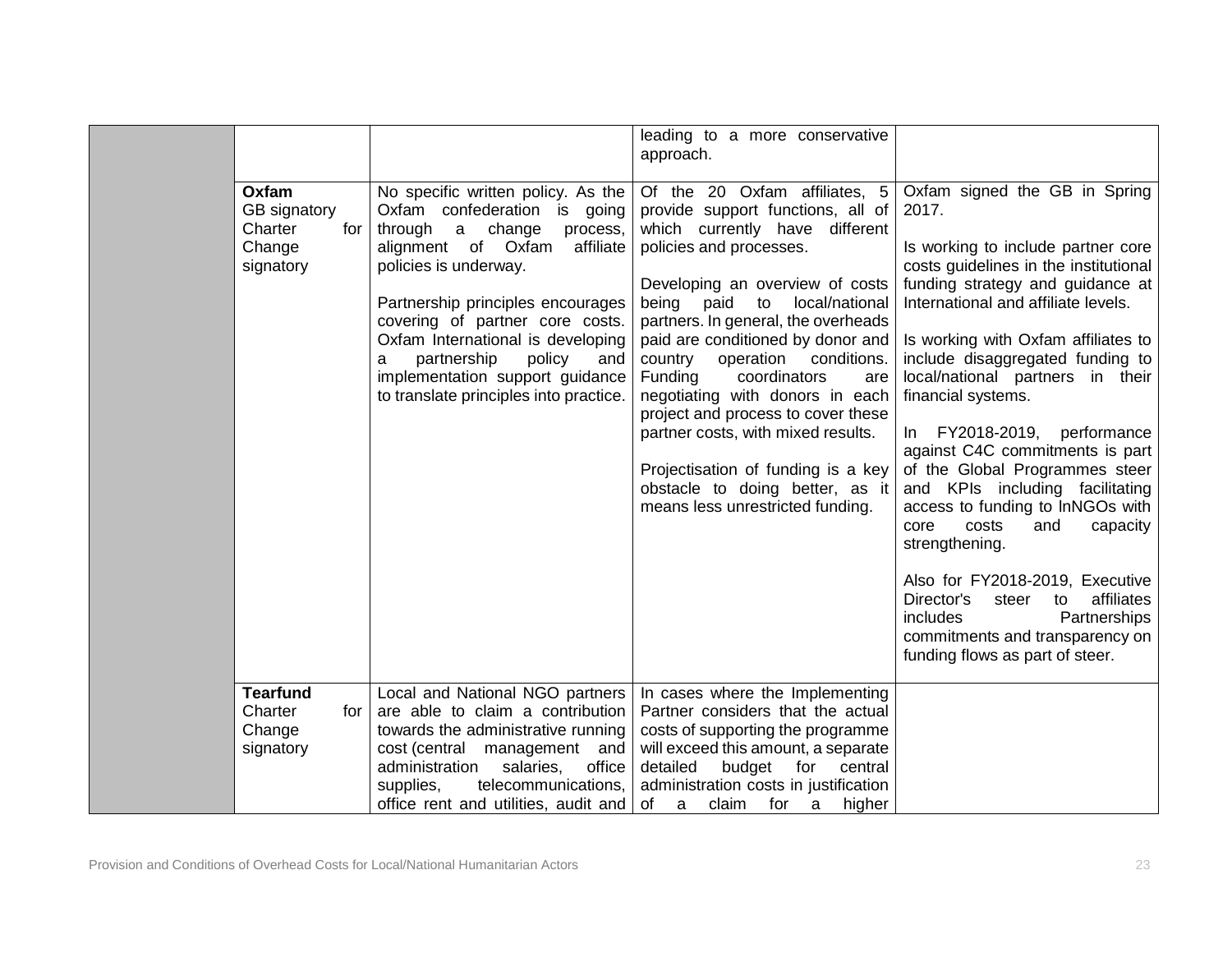| | | | | |
|---|---|---|---|---|
| | | | leading to a more conservative approach. | |
| | **Oxfam** GB signatory Charter for Change signatory | No specific written policy. As the Oxfam confederation is going through a change process, alignment of Oxfam affiliate policies is underway.<br><br>Partnership principles encourages covering of partner core costs. Oxfam International is developing a partnership policy and implementation support guidance to translate principles into practice. | Of the 20 Oxfam affiliates, 5 provide support functions, all of which currently have different policies and processes.<br><br>Developing an overview of costs being paid to local/national partners. In general, the overheads paid are conditioned by donor and country operation conditions. Funding coordinators are negotiating with donors in each project and process to cover these partner costs, with mixed results.<br><br>Projectisation of funding is a key obstacle to doing better, as it means less unrestricted funding. | Oxfam signed the GB in Spring 2017.<br><br>Is working to include partner core costs guidelines in the institutional funding strategy and guidance at International and affiliate levels.<br><br>Is working with Oxfam affiliates to include disaggregated funding to local/national partners in their financial systems.<br><br>In FY2018-2019, performance against C4C commitments is part of the Global Programmes steer and KPIs including facilitating access to funding to lnNGOs with core costs and capacity strengthening.<br><br>Also for FY2018-2019, Executive Director's steer to affiliates includes Partnerships commitments and transparency on funding flows as part of steer. |
| | **Tearfund** Charter for Change signatory | Local and National NGO partners are able to claim a contribution towards the administrative running cost (central management and administration salaries, office supplies, telecommunications, office rent and utilities, audit and | In cases where the Implementing Partner considers that the actual costs of supporting the programme will exceed this amount, a separate detailed budget for central administration costs in justification of a claim for a higher | |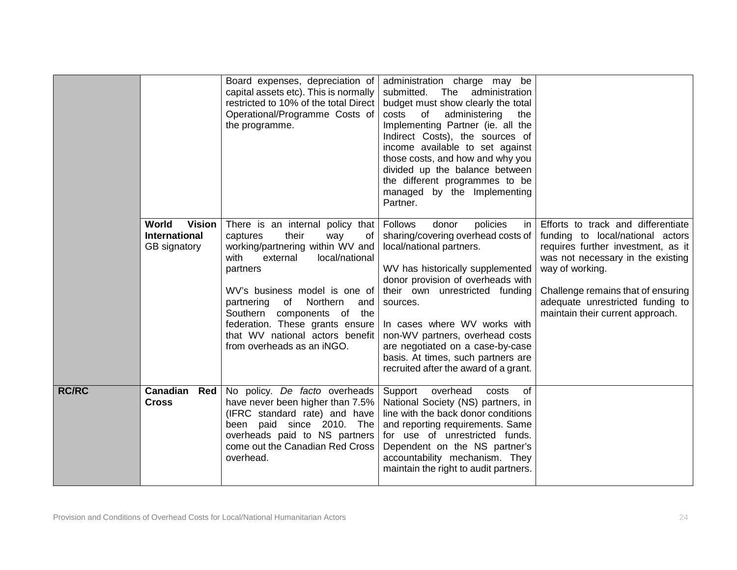| | | | | |
|---|---|---|---|---|
| | | Board expenses, depreciation of capital assets etc). This is normally restricted to 10% of the total Direct Operational/Programme Costs of the programme. | administration charge may be submitted. The administration budget must show clearly the total costs of administering the Implementing Partner (ie. all the Indirect Costs), the sources of income available to set against those costs, and how and why you divided up the balance between the different programmes to be managed by the Implementing Partner. | |
| | **World Vision International** GB signatory | There is an internal policy that captures their way of working/partnering within WV and with external local/national partners<br><br>WV's business model is one of partnering of Northern and Southern components of the federation. These grants ensure that WV national actors benefit from overheads as an iNGO. | Follows donor policies in sharing/covering overhead costs of local/national partners.<br><br>WV has historically supplemented donor provision of overheads with their own unrestricted funding sources.<br><br>In cases where WV works with non-WV partners, overhead costs are negotiated on a case-by-case basis. At times, such partners are recruited after the award of a grant. | Efforts to track and differentiate funding to local/national actors requires further investment, as it was not necessary in the existing way of working.<br><br>Challenge remains that of ensuring adequate unrestricted funding to maintain their current approach. |
| **RC/RC** | **Canadian Red Cross** | No policy. *De facto* overheads have never been higher than 7.5% (IFRC standard rate) and have been paid since 2010. The overheads paid to NS partners come out the Canadian Red Cross overhead. | Support overhead costs of National Society (NS) partners, in line with the back donor conditions and reporting requirements. Same for use of unrestricted funds. Dependent on the NS partner's accountability mechanism. They maintain the right to audit partners. | |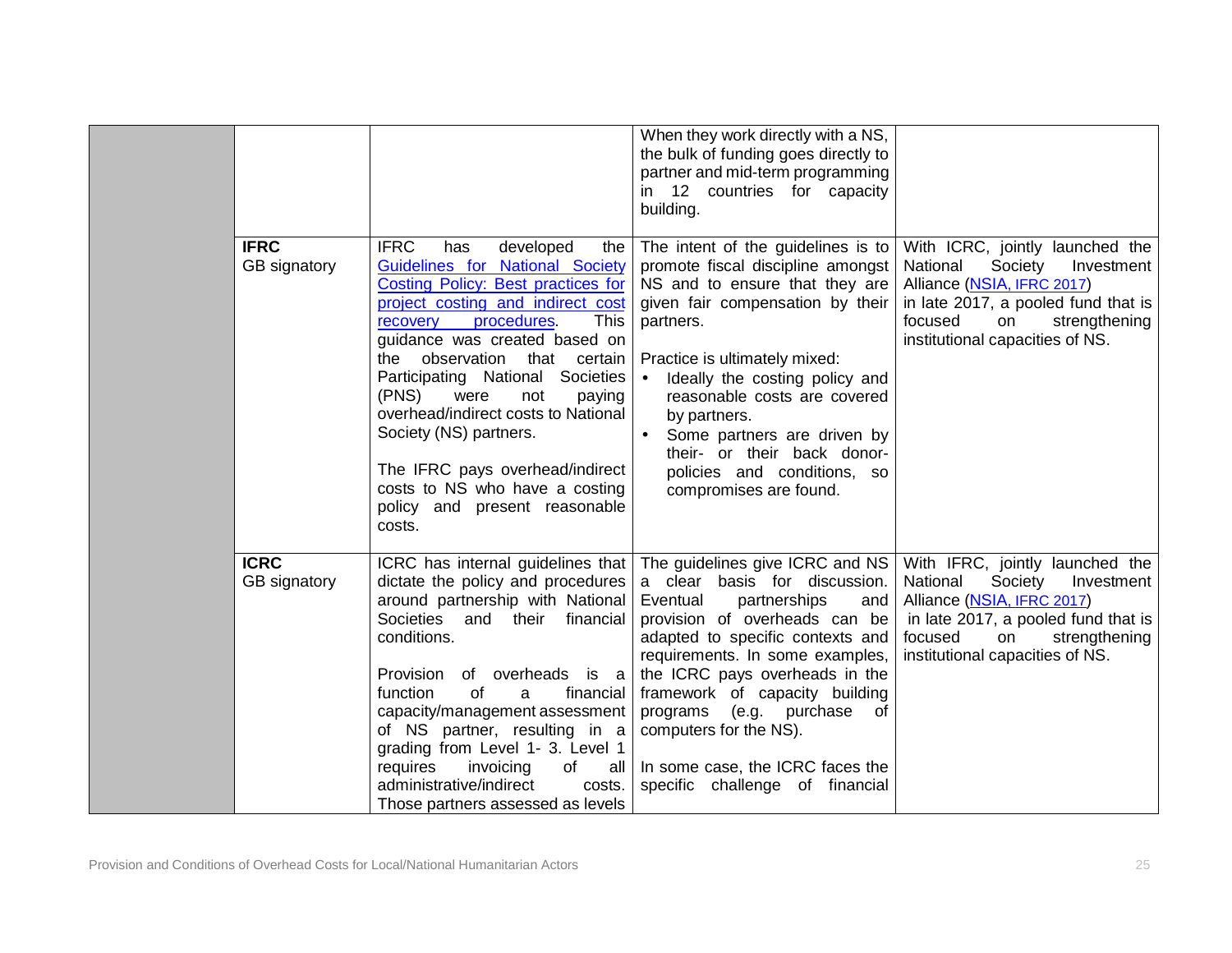| | | | | |
|---|---|---|---|---|
| | | | When they work directly with a NS, the bulk of funding goes directly to partner and mid-term programming in 12 countries for capacity building. | |
| | **IFRC**<br>GB signatory | IFRC has developed the [Guidelines for National Society Costing Policy: Best practices for project costing and indirect cost recovery procedures](). This guidance was created based on the observation that certain Participating National Societies (PNS) were not paying overhead/indirect costs to National Society (NS) partners.<br><br>The IFRC pays overhead/indirect costs to NS who have a costing policy and present reasonable costs. | The intent of the guidelines is to promote fiscal discipline amongst NS and to ensure that they are given fair compensation by their partners.<br><br>Practice is ultimately mixed:<br>• Ideally the costing policy and reasonable costs are covered by partners.<br>• Some partners are driven by their- or their back donor-policies and conditions, so compromises are found. | With ICRC, jointly launched the National Society Investment Alliance ([NSIA, IFRC 2017]()) in late 2017, a pooled fund that is focused on strengthening institutional capacities of NS. |
| | **ICRC**<br>GB signatory | ICRC has internal guidelines that dictate the policy and procedures around partnership with National Societies and their financial conditions.<br><br>Provision of overheads is a function of a financial capacity/management assessment of NS partner, resulting in a grading from Level 1- 3. Level 1 requires invoicing of all administrative/indirect costs. Those partners assessed as levels | The guidelines give ICRC and NS a clear basis for discussion. Eventual partnerships and provision of overheads can be adapted to specific contexts and requirements. In some examples, the ICRC pays overheads in the framework of capacity building programs (e.g. purchase of computers for the NS).<br><br>In some case, the ICRC faces the specific challenge of financial | With IFRC, jointly launched the National Society Investment Alliance ([NSIA, IFRC 2017]()) in late 2017, a pooled fund that is focused on strengthening institutional capacities of NS. |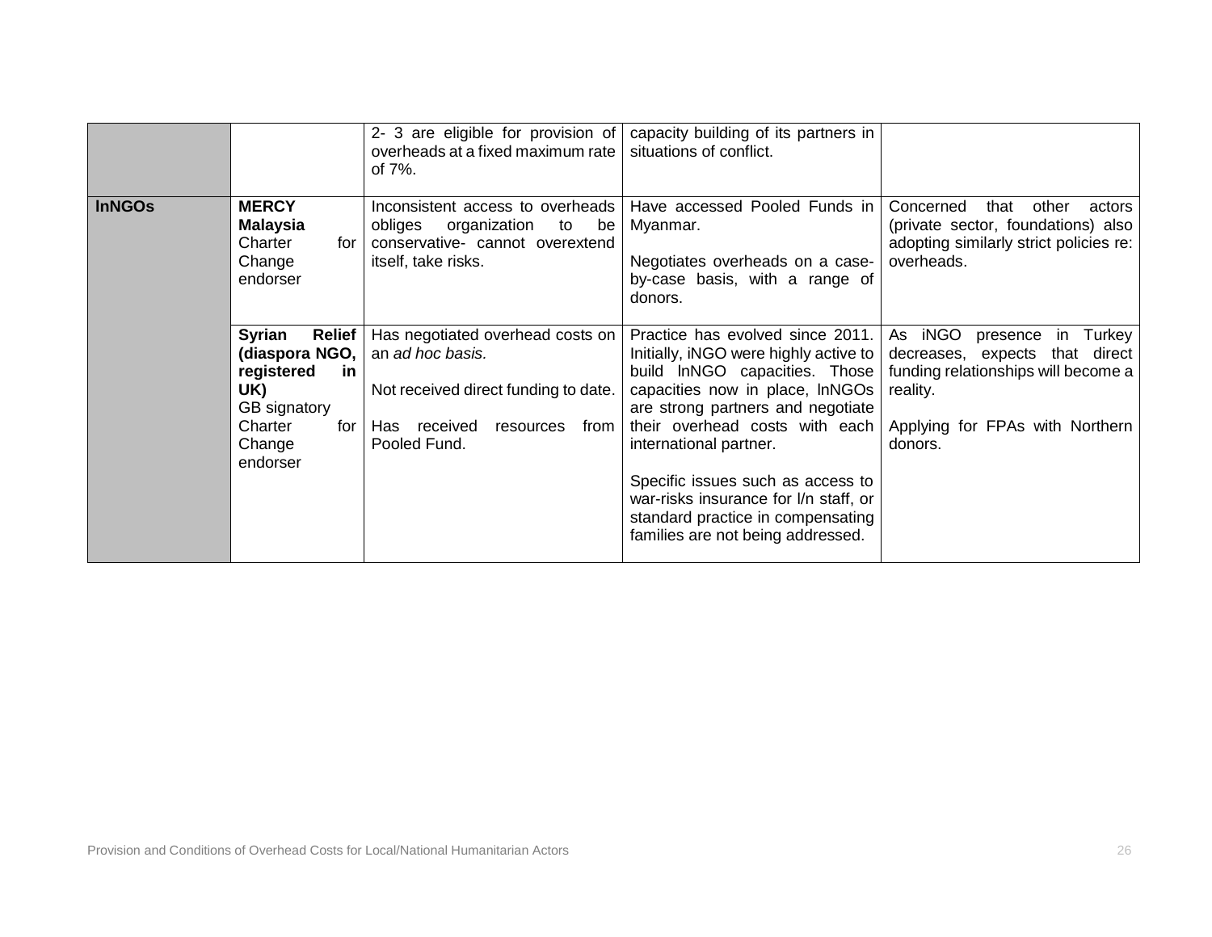| | | | | |
|---|---|---|---|---|
| | | 2- 3 are eligible for provision of overheads at a fixed maximum rate of 7%. | capacity building of its partners in situations of conflict. | |
| **lnNGOs** | **MERCY Malaysia** Charter for Change endorser | Inconsistent access to overheads obliges organization to be conservative- cannot overextend itself, take risks. | Have accessed Pooled Funds in Myanmar.<br><br>Negotiates overheads on a case-by-case basis, with a range of donors. | Concerned that other actors (private sector, foundations) also adopting similarly strict policies re: overheads. |
| | **Syrian Relief (diaspora NGO, registered in UK)** GB signatory Charter for Change endorser | Has negotiated overhead costs on an *ad hoc basis.*<br><br>Not received direct funding to date.<br><br>Has received resources from Pooled Fund. | Practice has evolved since 2011. Initially, iNGO were highly active to build lnNGO capacities. Those capacities now in place, lnNGOs are strong partners and negotiate their overhead costs with each international partner.<br><br>Specific issues such as access to war-risks insurance for l/n staff, or standard practice in compensating families are not being addressed. | As iNGO presence in Turkey decreases, expects that direct funding relationships will become a reality.<br><br>Applying for FPAs with Northern donors. |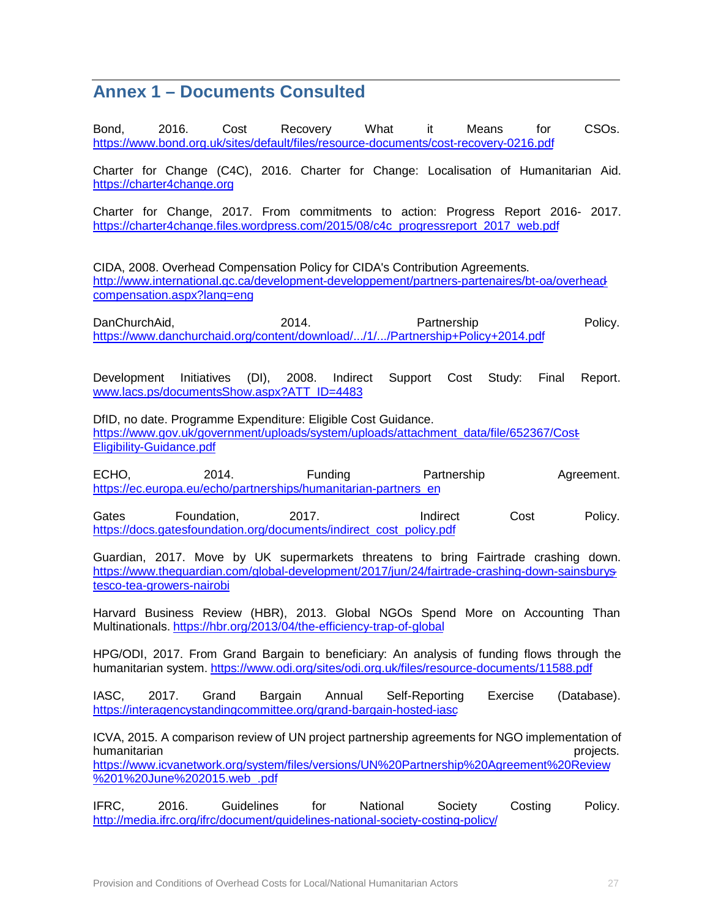## Annex 1 – Documents Consulted

Bond, 2016. Cost Recovery What it Means for CSOs. https://www.bond.org.uk/sites/default/files/resource-documents/cost-recovery-0216.pdf

Charter for Change (C4C), 2016. Charter for Change: Localisation of Humanitarian Aid. https://charter4change.org

Charter for Change, 2017. From commitments to action: Progress Report 2016- 2017. https://charter4change.files.wordpress.com/2015/08/c4c_progressreport_2017_web.pdf

CIDA, 2008. Overhead Compensation Policy for CIDA's Contribution Agreements. http://www.international.gc.ca/development-developpement/partners-partenaires/bt-oa/overhead-compensation.aspx?lang=eng

DanChurchAid, 2014. Partnership Policy. https://www.danchurchaid.org/content/download/.../1/.../Partnership+Policy+2014.pdf

Development Initiatives (DI), 2008. Indirect Support Cost Study: Final Report. www.lacs.ps/documentsShow.aspx?ATT_ID=4483

DfID, no date. Programme Expenditure: Eligible Cost Guidance. https://www.gov.uk/government/uploads/system/uploads/attachment_data/file/652367/Cost-Eligibility-Guidance.pdf

ECHO, 2014. Funding Partnership Agreement. https://ec.europa.eu/echo/partnerships/humanitarian-partners_en

Gates Foundation, 2017. Indirect Cost Policy. https://docs.gatesfoundation.org/documents/indirect_cost_policy.pdf

Guardian, 2017. Move by UK supermarkets threatens to bring Fairtrade crashing down. https://www.theguardian.com/global-development/2017/jun/24/fairtrade-crashing-down-sainsburys-tesco-tea-growers-nairobi

Harvard Business Review (HBR), 2013. Global NGOs Spend More on Accounting Than Multinationals. https://hbr.org/2013/04/the-efficiency-trap-of-global

HPG/ODI, 2017. From Grand Bargain to beneficiary: An analysis of funding flows through the humanitarian system. https://www.odi.org/sites/odi.org.uk/files/resource-documents/11588.pdf

IASC, 2017. Grand Bargain Annual Self-Reporting Exercise (Database). https://interagencystandingcommittee.org/grand-bargain-hosted-iasc

ICVA, 2015. A comparison review of UN project partnership agreements for NGO implementation of humanitarian projects. https://www.icvanetwork.org/system/files/versions/UN%20Partnership%20Agreement%20Review%201%20June%202015.web_.pdf

IFRC, 2016. Guidelines for National Society Costing Policy. http://media.ifrc.org/ifrc/document/guidelines-national-society-costing-policy/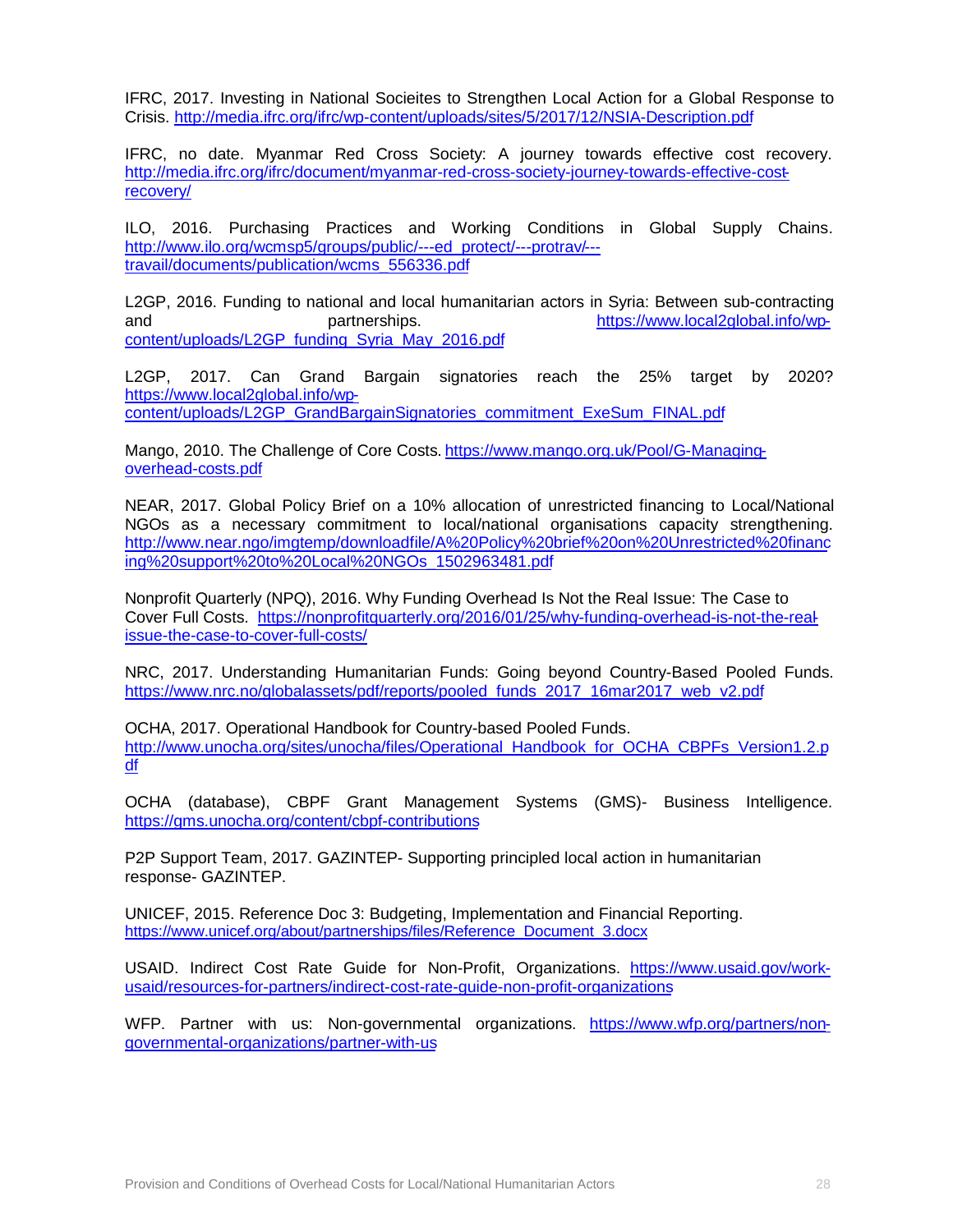IFRC, 2017. Investing in National Socieites to Strengthen Local Action for a Global Response to Crisis. http://media.ifrc.org/ifrc/wp-content/uploads/sites/5/2017/12/NSIA-Description.pdf

IFRC, no date. Myanmar Red Cross Society: A journey towards effective cost recovery. http://media.ifrc.org/ifrc/document/myanmar-red-cross-society-journey-towards-effective-cost-recovery/

ILO, 2016. Purchasing Practices and Working Conditions in Global Supply Chains. http://www.ilo.org/wcmsp5/groups/public/---ed_protect/---protrav/---travail/documents/publication/wcms_556336.pdf

L2GP, 2016. Funding to national and local humanitarian actors in Syria: Between sub-contracting and partnerships. https://www.local2global.info/wp-content/uploads/L2GP_funding_Syria_May_2016.pdf

L2GP, 2017. Can Grand Bargain signatories reach the 25% target by 2020? https://www.local2global.info/wp-content/uploads/L2GP_GrandBargainSignatories_commitment_ExeSum_FINAL.pdf

Mango, 2010. The Challenge of Core Costs. https://www.mango.org.uk/Pool/G-Managing-overhead-costs.pdf

NEAR, 2017. Global Policy Brief on a 10% allocation of unrestricted financing to Local/National NGOs as a necessary commitment to local/national organisations capacity strengthening. http://www.near.ngo/imgtemp/downloadfile/A%20Policy%20brief%20on%20Unrestricted%20financing%20support%20to%20Local%20NGOs_1502963481.pdf

Nonprofit Quarterly (NPQ), 2016. Why Funding Overhead Is Not the Real Issue: The Case to Cover Full Costs. https://nonprofitquarterly.org/2016/01/25/why-funding-overhead-is-not-the-real-issue-the-case-to-cover-full-costs/

NRC, 2017. Understanding Humanitarian Funds: Going beyond Country-Based Pooled Funds. https://www.nrc.no/globalassets/pdf/reports/pooled_funds_2017_16mar2017_web_v2.pdf

OCHA, 2017. Operational Handbook for Country-based Pooled Funds. http://www.unocha.org/sites/unocha/files/Operational_Handbook_for_OCHA_CBPFs_Version1.2.pdf

OCHA (database), CBPF Grant Management Systems (GMS)- Business Intelligence. https://gms.unocha.org/content/cbpf-contributions

P2P Support Team, 2017. GAZINTEP- Supporting principled local action in humanitarian response- GAZINTEP.

UNICEF, 2015. Reference Doc 3: Budgeting, Implementation and Financial Reporting. https://www.unicef.org/about/partnerships/files/Reference_Document_3.docx

USAID. Indirect Cost Rate Guide for Non-Profit, Organizations. https://www.usaid.gov/work-usaid/resources-for-partners/indirect-cost-rate-guide-non-profit-organizations

WFP. Partner with us: Non-governmental organizations. https://www.wfp.org/partners/non-governmental-organizations/partner-with-us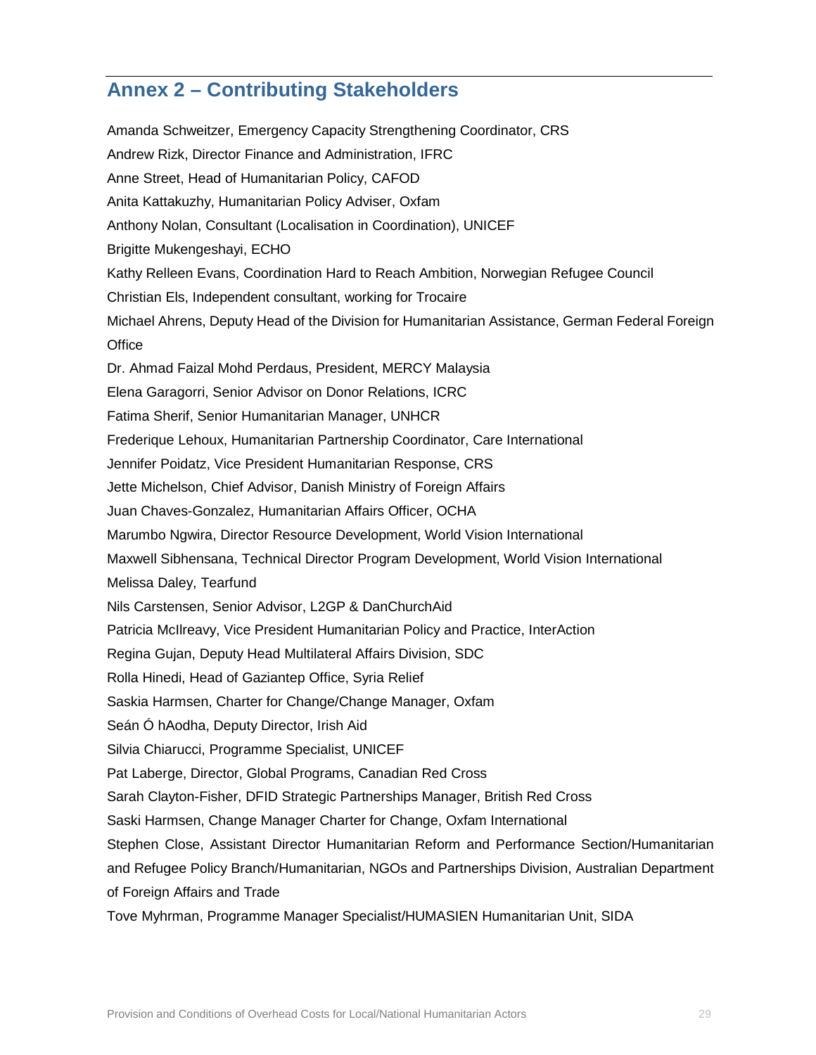## Annex 2 – Contributing Stakeholders

Amanda Schweitzer, Emergency Capacity Strengthening Coordinator, CRS

Andrew Rizk, Director Finance and Administration, IFRC

Anne Street, Head of Humanitarian Policy, CAFOD

Anita Kattakuzhy, Humanitarian Policy Adviser, Oxfam

Anthony Nolan, Consultant (Localisation in Coordination), UNICEF

Brigitte Mukengeshayi, ECHO

Kathy Relleen Evans, Coordination Hard to Reach Ambition, Norwegian Refugee Council

Christian Els, Independent consultant, working for Trocaire

Michael Ahrens, Deputy Head of the Division for Humanitarian Assistance, German Federal Foreign Office

Dr. Ahmad Faizal Mohd Perdaus, President, MERCY Malaysia

Elena Garagorri, Senior Advisor on Donor Relations, ICRC

Fatima Sherif, Senior Humanitarian Manager, UNHCR

Frederique Lehoux, Humanitarian Partnership Coordinator, Care International

Jennifer Poidatz, Vice President Humanitarian Response, CRS

Jette Michelson, Chief Advisor, Danish Ministry of Foreign Affairs

Juan Chaves-Gonzalez, Humanitarian Affairs Officer, OCHA

Marumbo Ngwira, Director Resource Development, World Vision International

Maxwell Sibhensana, Technical Director Program Development, World Vision International

Melissa Daley, Tearfund

Nils Carstensen, Senior Advisor, L2GP & DanChurchAid

Patricia McIlreavy, Vice President Humanitarian Policy and Practice, InterAction

Regina Gujan, Deputy Head Multilateral Affairs Division, SDC

Rolla Hinedi, Head of Gaziantep Office, Syria Relief

Saskia Harmsen, Charter for Change/Change Manager, Oxfam

Seán Ó hAodha, Deputy Director, Irish Aid

Silvia Chiarucci, Programme Specialist, UNICEF

Pat Laberge, Director, Global Programs, Canadian Red Cross

Sarah Clayton-Fisher, DFID Strategic Partnerships Manager, British Red Cross

Saski Harmsen, Change Manager Charter for Change, Oxfam International

Stephen Close, Assistant Director Humanitarian Reform and Performance Section/Humanitarian and Refugee Policy Branch/Humanitarian, NGOs and Partnerships Division, Australian Department of Foreign Affairs and Trade

Tove Myhrman, Programme Manager Specialist/HUMASIEN Humanitarian Unit, SIDA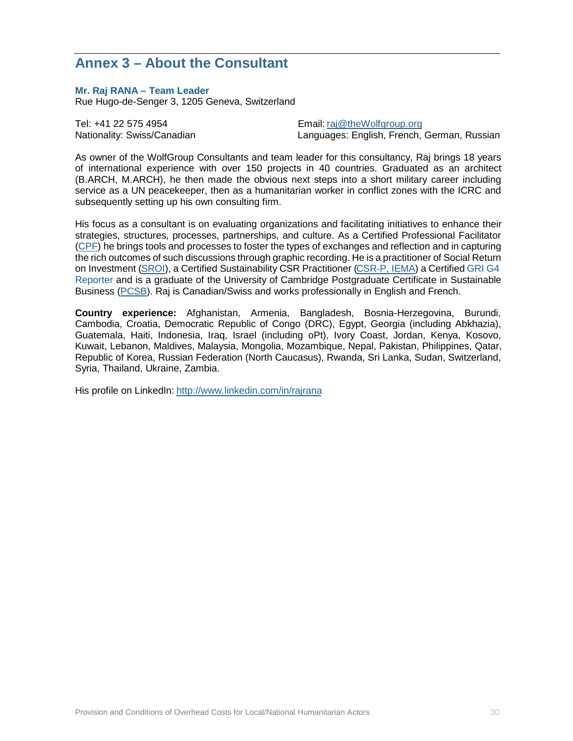## Annex 3 – About the Consultant

**Mr. Raj RANA – Team Leader**
Rue Hugo-de-Senger 3, 1205 Geneva, Switzerland

Tel: +41 22 575 4954
Nationality: Swiss/Canadian

Email: raj@theWolfgroup.org
Languages: English, French, German, Russian

As owner of the WolfGroup Consultants and team leader for this consultancy, Raj brings 18 years of international experience with over 150 projects in 40 countries. Graduated as an architect (B.ARCH, M.ARCH), he then made the obvious next steps into a short military career including service as a UN peacekeeper, then as a humanitarian worker in conflict zones with the ICRC and subsequently setting up his own consulting firm.

His focus as a consultant is on evaluating organizations and facilitating initiatives to enhance their strategies, structures, processes, partnerships, and culture. As a Certified Professional Facilitator (CPF) he brings tools and processes to foster the types of exchanges and reflection and in capturing the rich outcomes of such discussions through graphic recording. He is a practitioner of Social Return on Investment (SROI), a Certified Sustainability CSR Practitioner (CSR-P, IEMA) a Certified GRI G4 Reporter and is a graduate of the University of Cambridge Postgraduate Certificate in Sustainable Business (PCSB). Raj is Canadian/Swiss and works professionally in English and French.

**Country experience:** Afghanistan, Armenia, Bangladesh, Bosnia-Herzegovina, Burundi, Cambodia, Croatia, Democratic Republic of Congo (DRC), Egypt, Georgia (including Abkhazia), Guatemala, Haiti, Indonesia, Iraq, Israel (including oPt), Ivory Coast, Jordan, Kenya, Kosovo, Kuwait, Lebanon, Maldives, Malaysia, Mongolia, Mozambique, Nepal, Pakistan, Philippines, Qatar, Republic of Korea, Russian Federation (North Caucasus), Rwanda, Sri Lanka, Sudan, Switzerland, Syria, Thailand, Ukraine, Zambia.

His profile on LinkedIn: http://www.linkedin.com/in/rajrana